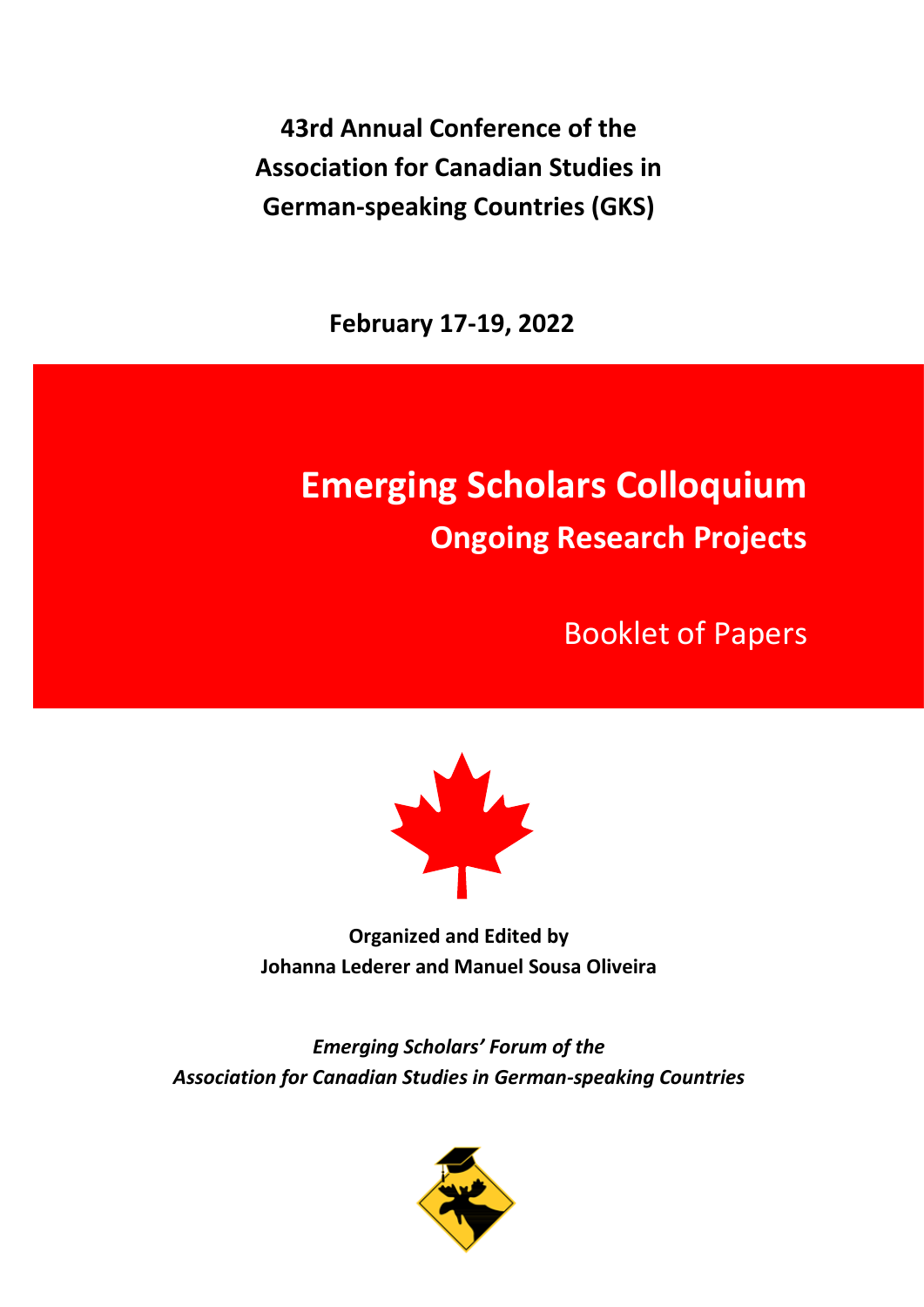**43rd Annual Conference of the Association for Canadian Studies in German-speaking Countries (GKS)**

**February 17-19, 2022**

# Emerging Scholars Colloquium

## Ongoing Research Projects

Booklet of Papers

**Organized and Edited by**
**Johanna Lederer and Manuel Sousa Oliveira**

*Emerging Scholars' Forum of the*
*Association for Canadian Studies in German-speaking Countries*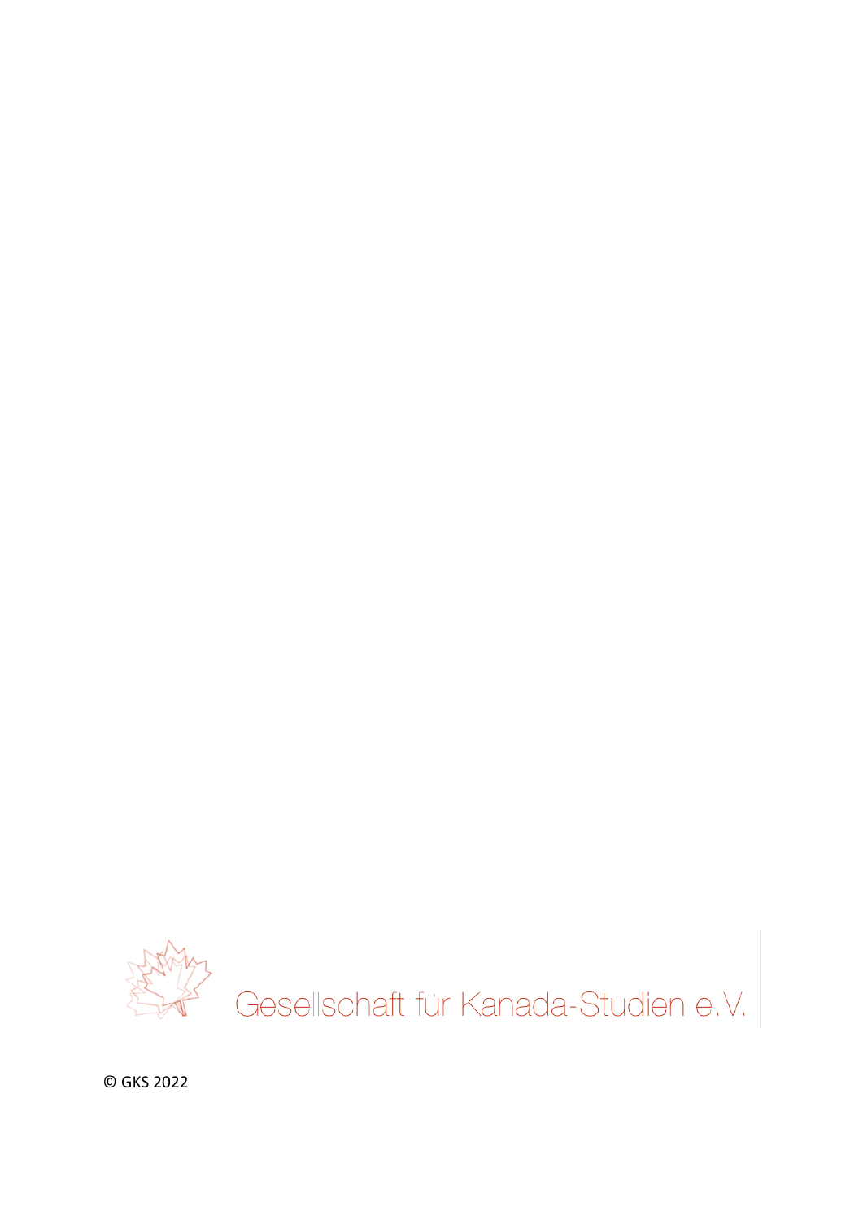Gesellschaft für Kanada-Studien e.V.

© GKS 2022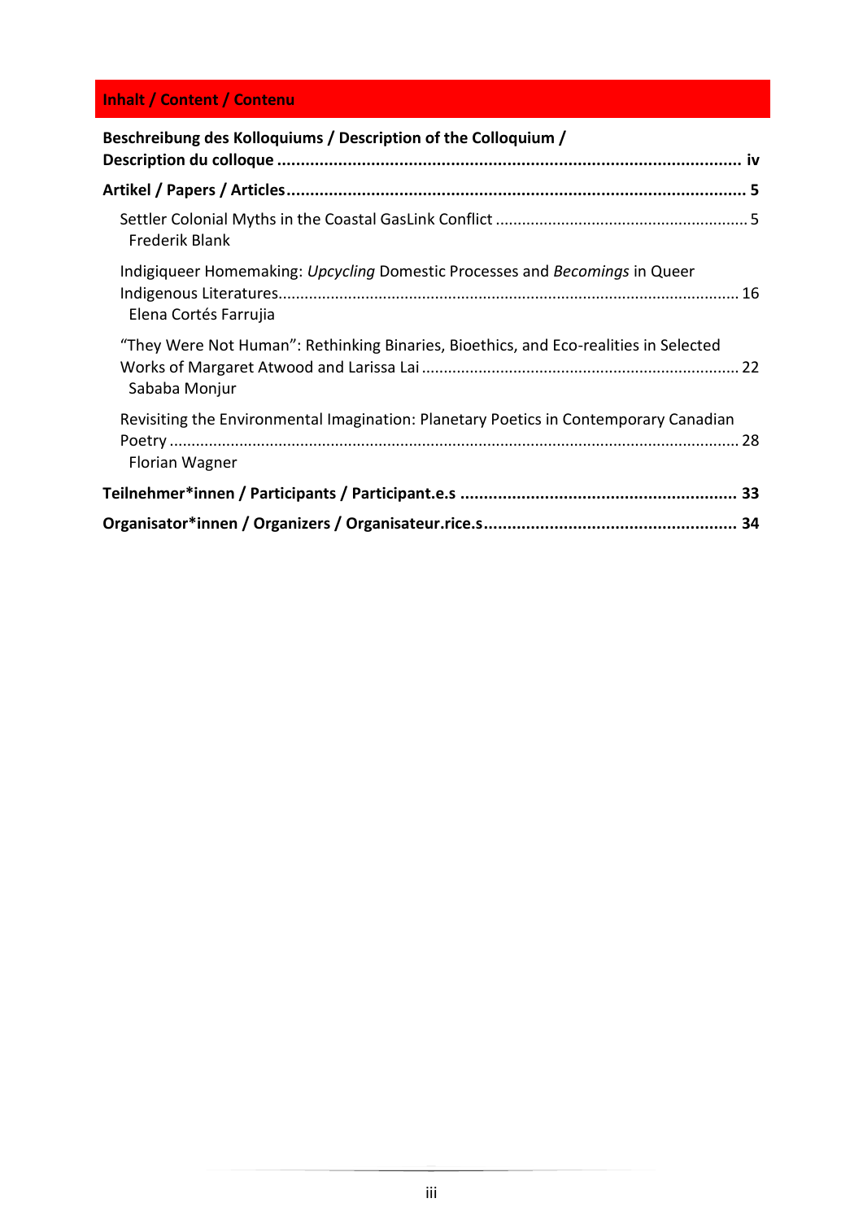## Inhalt / Content / Contenu

**Beschreibung des Kolloquiums / Description of the Colloquium / Description du colloque ..... iv**

**Artikel / Papers / Articles ..... 5**

- Settler Colonial Myths in the Coastal GasLink Conflict ..... 5
  Frederik Blank
- Indigiqueer Homemaking: *Upcycling* Domestic Processes and *Becomings* in Queer Indigenous Literatures ..... 16
  Elena Cortés Farrujia
- "They Were Not Human": Rethinking Binaries, Bioethics, and Eco-realities in Selected Works of Margaret Atwood and Larissa Lai ..... 22
  Sababa Monjur
- Revisiting the Environmental Imagination: Planetary Poetics in Contemporary Canadian Poetry ..... 28
  Florian Wagner

**Teilnehmer*innen / Participants / Participant.e.s ..... 33**

**Organisator*innen / Organizers / Organisateur.rice.s ..... 34**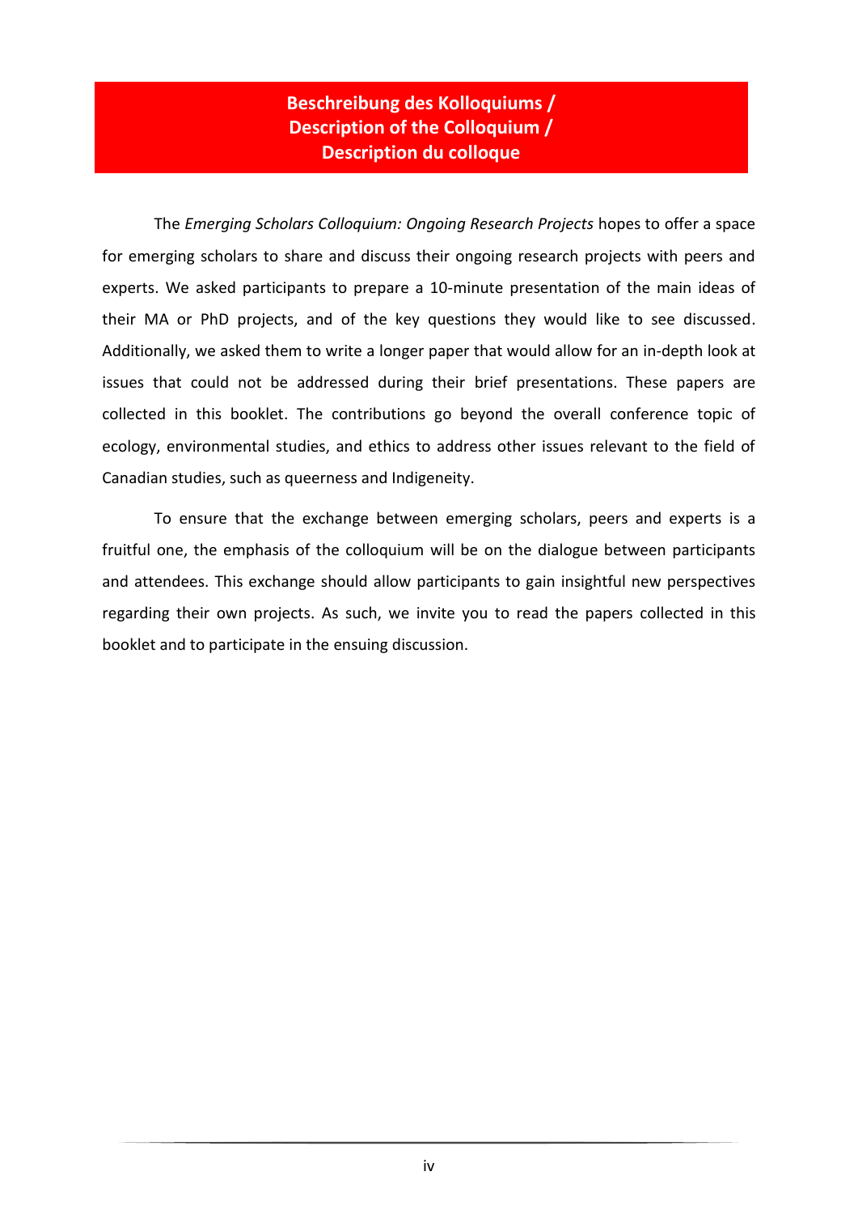# Beschreibung des Kolloquiums / Description of the Colloquium / Description du colloque

The *Emerging Scholars Colloquium: Ongoing Research Projects* hopes to offer a space for emerging scholars to share and discuss their ongoing research projects with peers and experts. We asked participants to prepare a 10-minute presentation of the main ideas of their MA or PhD projects, and of the key questions they would like to see discussed. Additionally, we asked them to write a longer paper that would allow for an in-depth look at issues that could not be addressed during their brief presentations. These papers are collected in this booklet. The contributions go beyond the overall conference topic of ecology, environmental studies, and ethics to address other issues relevant to the field of Canadian studies, such as queerness and Indigeneity.

To ensure that the exchange between emerging scholars, peers and experts is a fruitful one, the emphasis of the colloquium will be on the dialogue between participants and attendees. This exchange should allow participants to gain insightful new perspectives regarding their own projects. As such, we invite you to read the papers collected in this booklet and to participate in the ensuing discussion.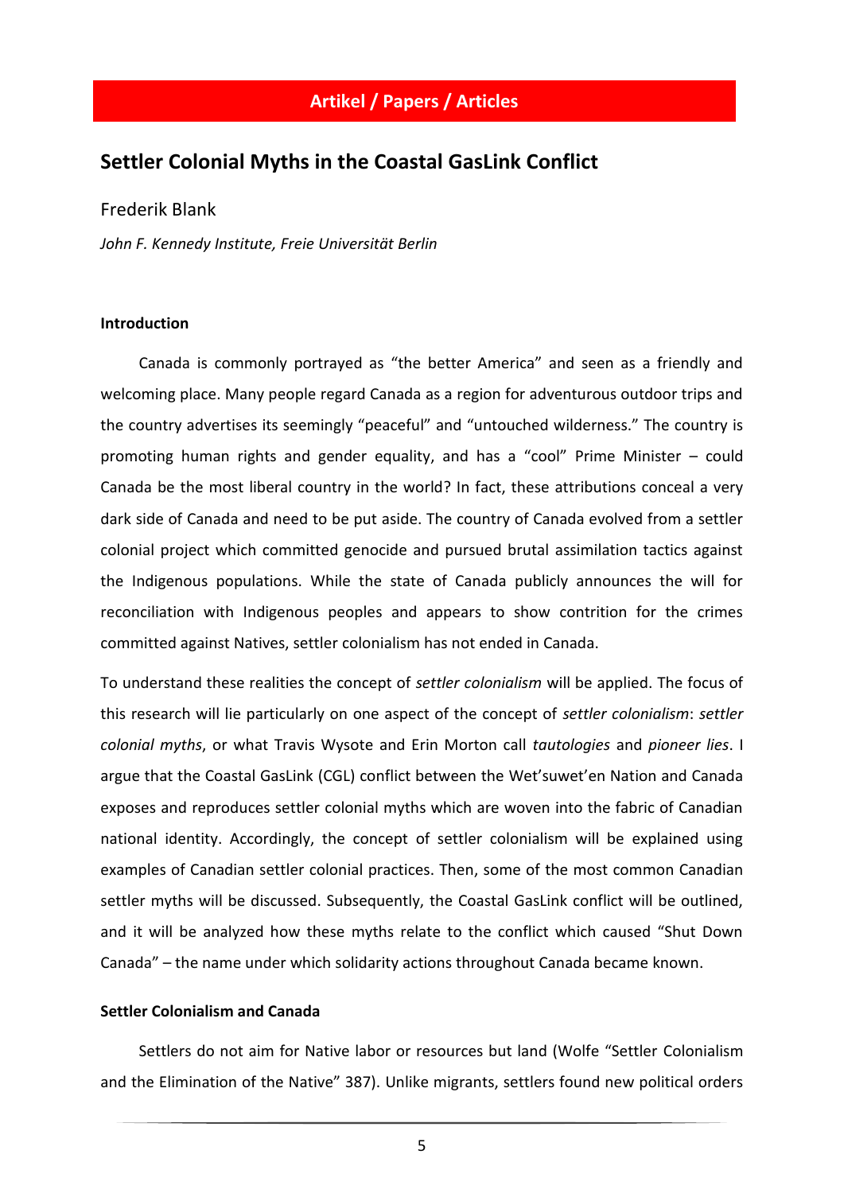**Artikel / Papers / Articles**

# Settler Colonial Myths in the Coastal GasLink Conflict

Frederik Blank

*John F. Kennedy Institute, Freie Universität Berlin*

## Introduction

Canada is commonly portrayed as "the better America" and seen as a friendly and welcoming place. Many people regard Canada as a region for adventurous outdoor trips and the country advertises its seemingly "peaceful" and "untouched wilderness." The country is promoting human rights and gender equality, and has a "cool" Prime Minister – could Canada be the most liberal country in the world? In fact, these attributions conceal a very dark side of Canada and need to be put aside. The country of Canada evolved from a settler colonial project which committed genocide and pursued brutal assimilation tactics against the Indigenous populations. While the state of Canada publicly announces the will for reconciliation with Indigenous peoples and appears to show contrition for the crimes committed against Natives, settler colonialism has not ended in Canada.

To understand these realities the concept of *settler colonialism* will be applied. The focus of this research will lie particularly on one aspect of the concept of *settler colonialism*: *settler colonial myths*, or what Travis Wysote and Erin Morton call *tautologies* and *pioneer lies*. I argue that the Coastal GasLink (CGL) conflict between the Wet'suwet'en Nation and Canada exposes and reproduces settler colonial myths which are woven into the fabric of Canadian national identity. Accordingly, the concept of settler colonialism will be explained using examples of Canadian settler colonial practices. Then, some of the most common Canadian settler myths will be discussed. Subsequently, the Coastal GasLink conflict will be outlined, and it will be analyzed how these myths relate to the conflict which caused "Shut Down Canada" – the name under which solidarity actions throughout Canada became known.

## Settler Colonialism and Canada

Settlers do not aim for Native labor or resources but land (Wolfe "Settler Colonialism and the Elimination of the Native" 387). Unlike migrants, settlers found new political orders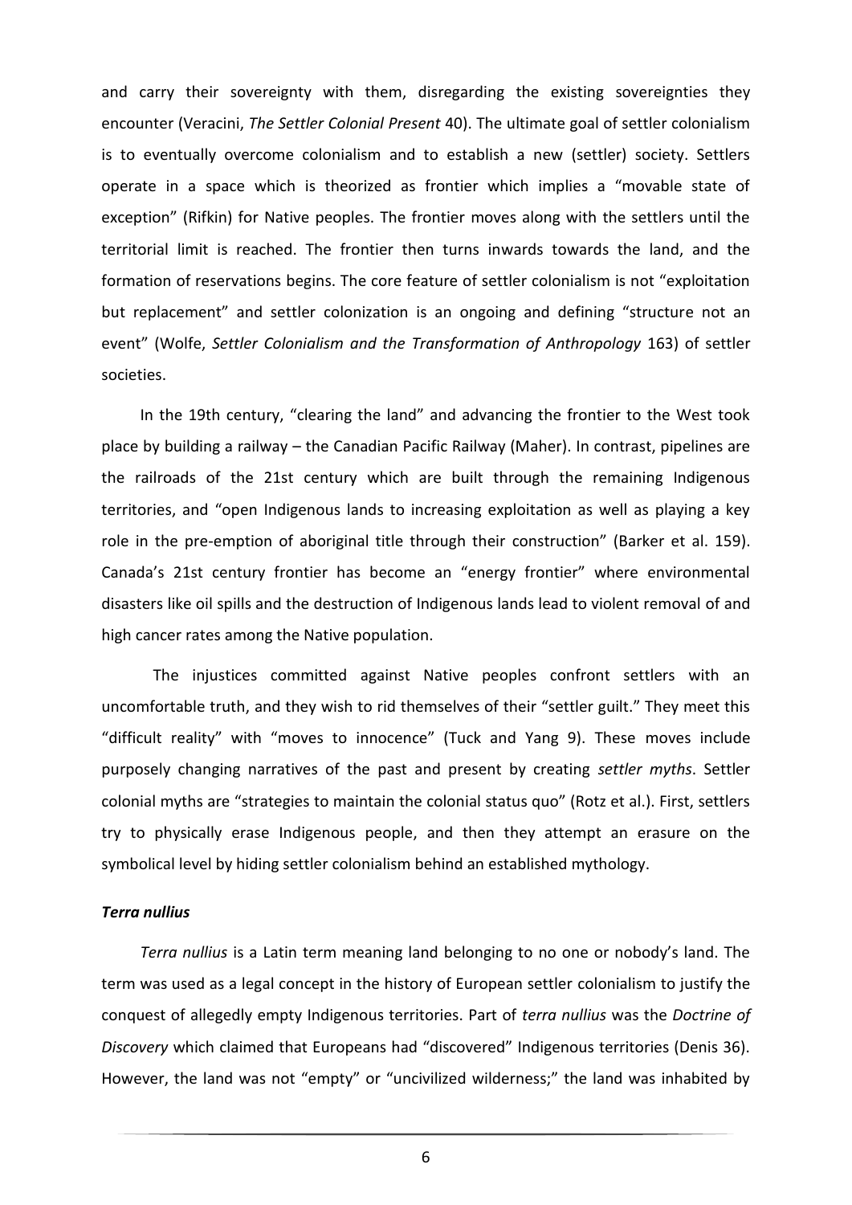and carry their sovereignty with them, disregarding the existing sovereignties they encounter (Veracini, *The Settler Colonial Present* 40). The ultimate goal of settler colonialism is to eventually overcome colonialism and to establish a new (settler) society. Settlers operate in a space which is theorized as frontier which implies a "movable state of exception" (Rifkin) for Native peoples. The frontier moves along with the settlers until the territorial limit is reached. The frontier then turns inwards towards the land, and the formation of reservations begins. The core feature of settler colonialism is not "exploitation but replacement" and settler colonization is an ongoing and defining "structure not an event" (Wolfe, *Settler Colonialism and the Transformation of Anthropology* 163) of settler societies.

In the 19th century, "clearing the land" and advancing the frontier to the West took place by building a railway – the Canadian Pacific Railway (Maher). In contrast, pipelines are the railroads of the 21st century which are built through the remaining Indigenous territories, and "open Indigenous lands to increasing exploitation as well as playing a key role in the pre-emption of aboriginal title through their construction" (Barker et al. 159). Canada's 21st century frontier has become an "energy frontier" where environmental disasters like oil spills and the destruction of Indigenous lands lead to violent removal of and high cancer rates among the Native population.

The injustices committed against Native peoples confront settlers with an uncomfortable truth, and they wish to rid themselves of their "settler guilt." They meet this "difficult reality" with "moves to innocence" (Tuck and Yang 9). These moves include purposely changing narratives of the past and present by creating *settler myths*. Settler colonial myths are "strategies to maintain the colonial status quo" (Rotz et al.). First, settlers try to physically erase Indigenous people, and then they attempt an erasure on the symbolical level by hiding settler colonialism behind an established mythology.

### *Terra nullius*

*Terra nullius* is a Latin term meaning land belonging to no one or nobody's land. The term was used as a legal concept in the history of European settler colonialism to justify the conquest of allegedly empty Indigenous territories. Part of *terra nullius* was the *Doctrine of Discovery* which claimed that Europeans had "discovered" Indigenous territories (Denis 36). However, the land was not "empty" or "uncivilized wilderness;" the land was inhabited by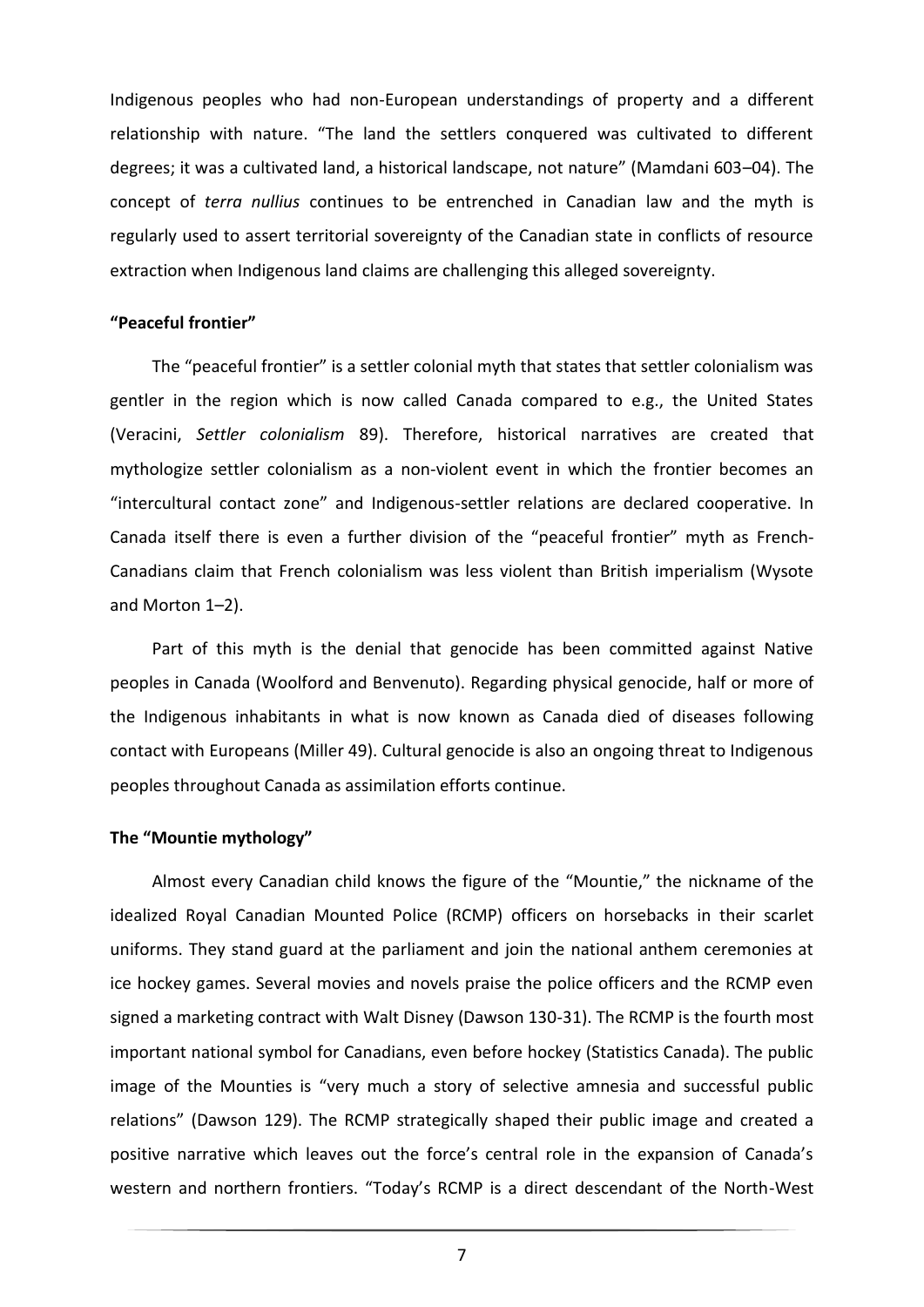Indigenous peoples who had non-European understandings of property and a different relationship with nature. "The land the settlers conquered was cultivated to different degrees; it was a cultivated land, a historical landscape, not nature" (Mamdani 603–04). The concept of *terra nullius* continues to be entrenched in Canadian law and the myth is regularly used to assert territorial sovereignty of the Canadian state in conflicts of resource extraction when Indigenous land claims are challenging this alleged sovereignty.

### "Peaceful frontier"

The "peaceful frontier" is a settler colonial myth that states that settler colonialism was gentler in the region which is now called Canada compared to e.g., the United States (Veracini, *Settler colonialism* 89). Therefore, historical narratives are created that mythologize settler colonialism as a non-violent event in which the frontier becomes an "intercultural contact zone" and Indigenous-settler relations are declared cooperative. In Canada itself there is even a further division of the "peaceful frontier" myth as French-Canadians claim that French colonialism was less violent than British imperialism (Wysote and Morton 1–2).

Part of this myth is the denial that genocide has been committed against Native peoples in Canada (Woolford and Benvenuto). Regarding physical genocide, half or more of the Indigenous inhabitants in what is now known as Canada died of diseases following contact with Europeans (Miller 49). Cultural genocide is also an ongoing threat to Indigenous peoples throughout Canada as assimilation efforts continue.

### The "Mountie mythology"

Almost every Canadian child knows the figure of the "Mountie," the nickname of the idealized Royal Canadian Mounted Police (RCMP) officers on horsebacks in their scarlet uniforms. They stand guard at the parliament and join the national anthem ceremonies at ice hockey games. Several movies and novels praise the police officers and the RCMP even signed a marketing contract with Walt Disney (Dawson 130-31). The RCMP is the fourth most important national symbol for Canadians, even before hockey (Statistics Canada). The public image of the Mounties is "very much a story of selective amnesia and successful public relations" (Dawson 129). The RCMP strategically shaped their public image and created a positive narrative which leaves out the force's central role in the expansion of Canada's western and northern frontiers. "Today's RCMP is a direct descendant of the North-West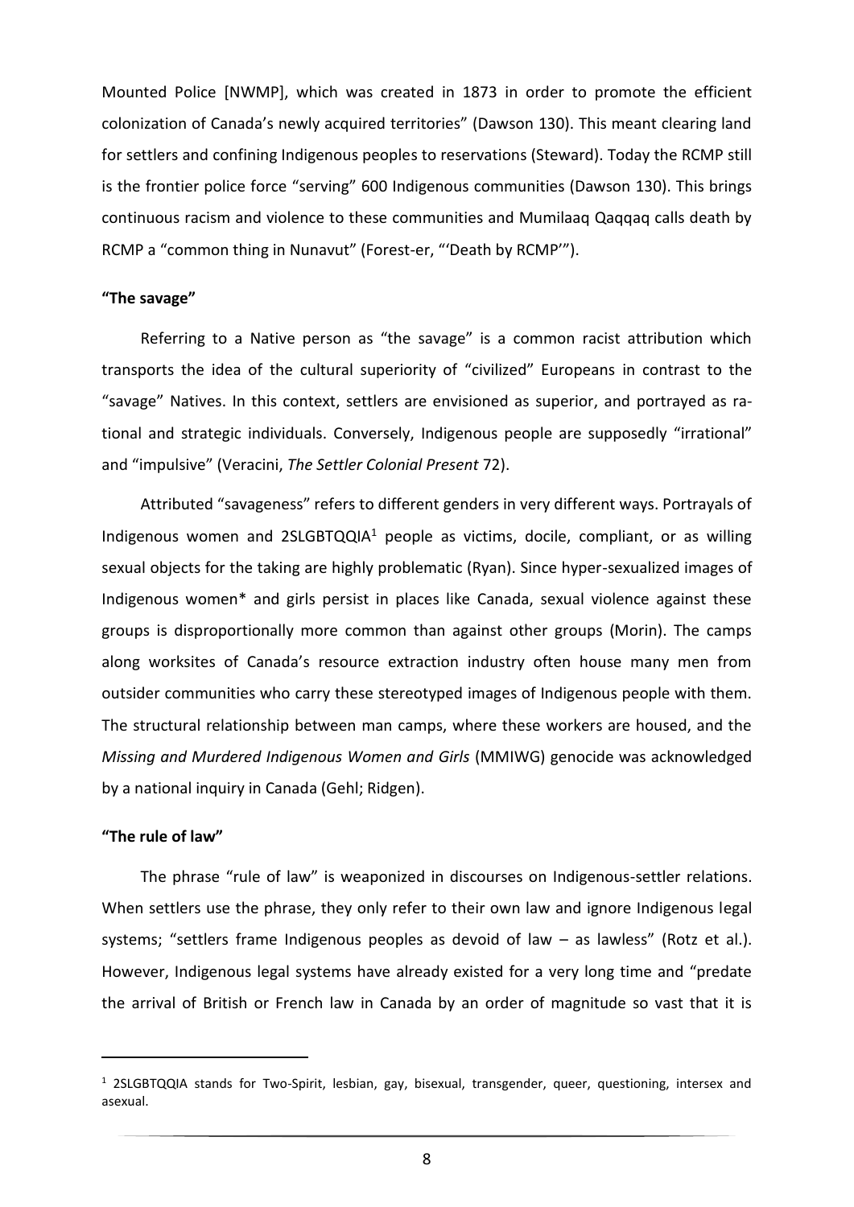Mounted Police [NWMP], which was created in 1873 in order to promote the efficient colonization of Canada's newly acquired territories" (Dawson 130). This meant clearing land for settlers and confining Indigenous peoples to reservations (Steward). Today the RCMP still is the frontier police force "serving" 600 Indigenous communities (Dawson 130). This brings continuous racism and violence to these communities and Mumilaaq Qaqqaq calls death by RCMP a "common thing in Nunavut" (Forest-er, "'Death by RCMP'").

**"The savage"**

Referring to a Native person as "the savage" is a common racist attribution which transports the idea of the cultural superiority of "civilized" Europeans in contrast to the "savage" Natives. In this context, settlers are envisioned as superior, and portrayed as rational and strategic individuals. Conversely, Indigenous people are supposedly "irrational" and "impulsive" (Veracini, *The Settler Colonial Present* 72).

Attributed "savageness" refers to different genders in very different ways. Portrayals of Indigenous women and 2SLGBTQQIA[1] people as victims, docile, compliant, or as willing sexual objects for the taking are highly problematic (Ryan). Since hyper-sexualized images of Indigenous women* and girls persist in places like Canada, sexual violence against these groups is disproportionally more common than against other groups (Morin). The camps along worksites of Canada's resource extraction industry often house many men from outsider communities who carry these stereotyped images of Indigenous people with them. The structural relationship between man camps, where these workers are housed, and the *Missing and Murdered Indigenous Women and Girls* (MMIWG) genocide was acknowledged by a national inquiry in Canada (Gehl; Ridgen).

**"The rule of law"**

The phrase "rule of law" is weaponized in discourses on Indigenous-settler relations. When settlers use the phrase, they only refer to their own law and ignore Indigenous legal systems; "settlers frame Indigenous peoples as devoid of law – as lawless" (Rotz et al.). However, Indigenous legal systems have already existed for a very long time and "predate the arrival of British or French law in Canada by an order of magnitude so vast that it is

---

[1] 2SLGBTQQIA stands for Two-Spirit, lesbian, gay, bisexual, transgender, queer, questioning, intersex and asexual.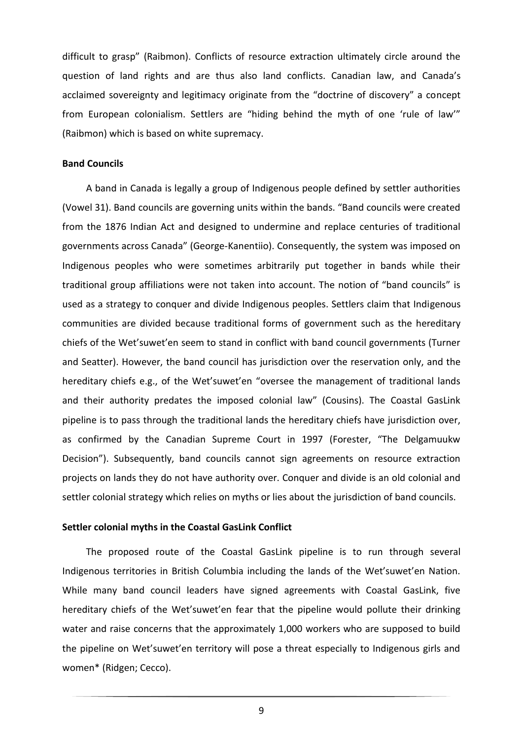difficult to grasp" (Raibmon). Conflicts of resource extraction ultimately circle around the question of land rights and are thus also land conflicts. Canadian law, and Canada's acclaimed sovereignty and legitimacy originate from the "doctrine of discovery" a concept from European colonialism. Settlers are "hiding behind the myth of one 'rule of law'" (Raibmon) which is based on white supremacy.

### Band Councils

A band in Canada is legally a group of Indigenous people defined by settler authorities (Vowel 31). Band councils are governing units within the bands. "Band councils were created from the 1876 Indian Act and designed to undermine and replace centuries of traditional governments across Canada" (George-Kanentiio). Consequently, the system was imposed on Indigenous peoples who were sometimes arbitrarily put together in bands while their traditional group affiliations were not taken into account. The notion of "band councils" is used as a strategy to conquer and divide Indigenous peoples. Settlers claim that Indigenous communities are divided because traditional forms of government such as the hereditary chiefs of the Wet'suwet'en seem to stand in conflict with band council governments (Turner and Seatter). However, the band council has jurisdiction over the reservation only, and the hereditary chiefs e.g., of the Wet'suwet'en "oversee the management of traditional lands and their authority predates the imposed colonial law" (Cousins). The Coastal GasLink pipeline is to pass through the traditional lands the hereditary chiefs have jurisdiction over, as confirmed by the Canadian Supreme Court in 1997 (Forester, "The Delgamuukw Decision"). Subsequently, band councils cannot sign agreements on resource extraction projects on lands they do not have authority over. Conquer and divide is an old colonial and settler colonial strategy which relies on myths or lies about the jurisdiction of band councils.

### Settler colonial myths in the Coastal GasLink Conflict

The proposed route of the Coastal GasLink pipeline is to run through several Indigenous territories in British Columbia including the lands of the Wet'suwet'en Nation. While many band council leaders have signed agreements with Coastal GasLink, five hereditary chiefs of the Wet'suwet'en fear that the pipeline would pollute their drinking water and raise concerns that the approximately 1,000 workers who are supposed to build the pipeline on Wet'suwet'en territory will pose a threat especially to Indigenous girls and women* (Ridgen; Cecco).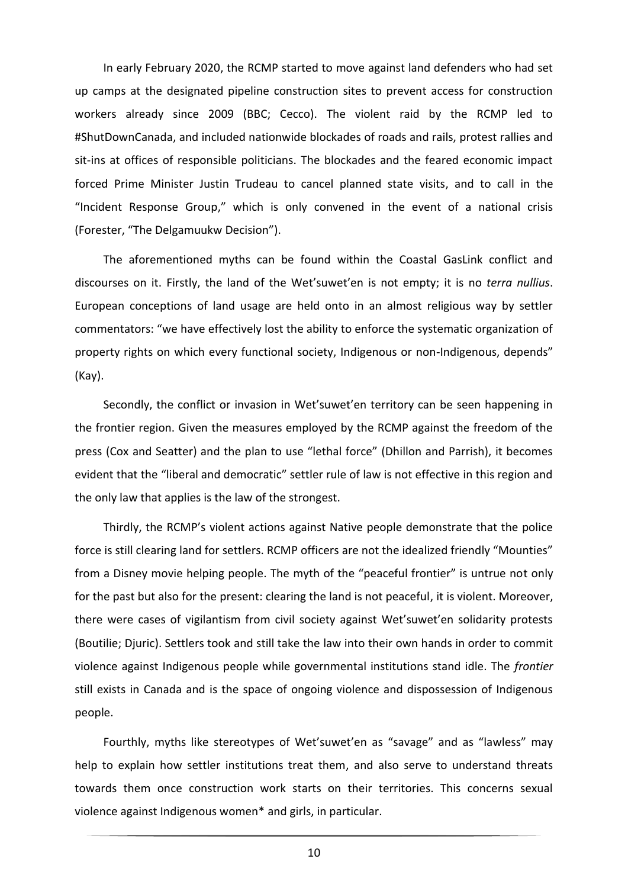In early February 2020, the RCMP started to move against land defenders who had set up camps at the designated pipeline construction sites to prevent access for construction workers already since 2009 (BBC; Cecco). The violent raid by the RCMP led to #ShutDownCanada, and included nationwide blockades of roads and rails, protest rallies and sit-ins at offices of responsible politicians. The blockades and the feared economic impact forced Prime Minister Justin Trudeau to cancel planned state visits, and to call in the "Incident Response Group," which is only convened in the event of a national crisis (Forester, "The Delgamuukw Decision").

The aforementioned myths can be found within the Coastal GasLink conflict and discourses on it. Firstly, the land of the Wet'suwet'en is not empty; it is no *terra nullius*. European conceptions of land usage are held onto in an almost religious way by settler commentators: "we have effectively lost the ability to enforce the systematic organization of property rights on which every functional society, Indigenous or non-Indigenous, depends" (Kay).

Secondly, the conflict or invasion in Wet'suwet'en territory can be seen happening in the frontier region. Given the measures employed by the RCMP against the freedom of the press (Cox and Seatter) and the plan to use "lethal force" (Dhillon and Parrish), it becomes evident that the "liberal and democratic" settler rule of law is not effective in this region and the only law that applies is the law of the strongest.

Thirdly, the RCMP's violent actions against Native people demonstrate that the police force is still clearing land for settlers. RCMP officers are not the idealized friendly "Mounties" from a Disney movie helping people. The myth of the "peaceful frontier" is untrue not only for the past but also for the present: clearing the land is not peaceful, it is violent. Moreover, there were cases of vigilantism from civil society against Wet'suwet'en solidarity protests (Boutilie; Djuric). Settlers took and still take the law into their own hands in order to commit violence against Indigenous people while governmental institutions stand idle. The *frontier* still exists in Canada and is the space of ongoing violence and dispossession of Indigenous people.

Fourthly, myths like stereotypes of Wet'suwet'en as "savage" and as "lawless" may help to explain how settler institutions treat them, and also serve to understand threats towards them once construction work starts on their territories. This concerns sexual violence against Indigenous women* and girls, in particular.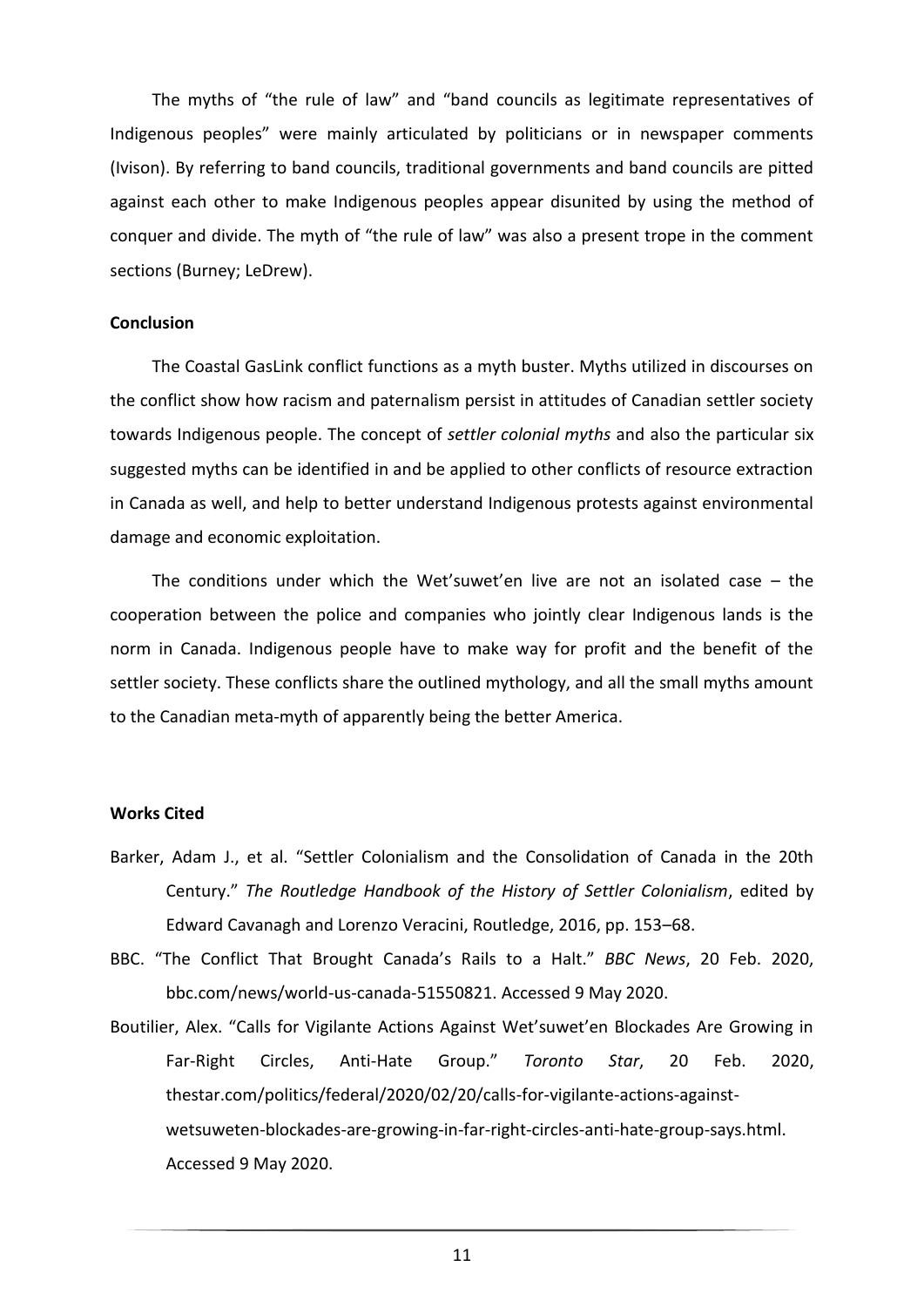The myths of "the rule of law" and "band councils as legitimate representatives of Indigenous peoples" were mainly articulated by politicians or in newspaper comments (Ivison). By referring to band councils, traditional governments and band councils are pitted against each other to make Indigenous peoples appear disunited by using the method of conquer and divide. The myth of "the rule of law" was also a present trope in the comment sections (Burney; LeDrew).

**Conclusion**

The Coastal GasLink conflict functions as a myth buster. Myths utilized in discourses on the conflict show how racism and paternalism persist in attitudes of Canadian settler society towards Indigenous people. The concept of *settler colonial myths* and also the particular six suggested myths can be identified in and be applied to other conflicts of resource extraction in Canada as well, and help to better understand Indigenous protests against environmental damage and economic exploitation.

The conditions under which the Wet'suwet'en live are not an isolated case – the cooperation between the police and companies who jointly clear Indigenous lands is the norm in Canada. Indigenous people have to make way for profit and the benefit of the settler society. These conflicts share the outlined mythology, and all the small myths amount to the Canadian meta-myth of apparently being the better America.

**Works Cited**

Barker, Adam J., et al. "Settler Colonialism and the Consolidation of Canada in the 20th Century." *The Routledge Handbook of the History of Settler Colonialism*, edited by Edward Cavanagh and Lorenzo Veracini, Routledge, 2016, pp. 153–68.

BBC. "The Conflict That Brought Canada's Rails to a Halt." *BBC News*, 20 Feb. 2020, bbc.com/news/world-us-canada-51550821. Accessed 9 May 2020.

Boutilier, Alex. "Calls for Vigilante Actions Against Wet'suwet'en Blockades Are Growing in Far-Right Circles, Anti-Hate Group." *Toronto Star*, 20 Feb. 2020, thestar.com/politics/federal/2020/02/20/calls-for-vigilante-actions-against-wetsuweten-blockades-are-growing-in-far-right-circles-anti-hate-group-says.html. Accessed 9 May 2020.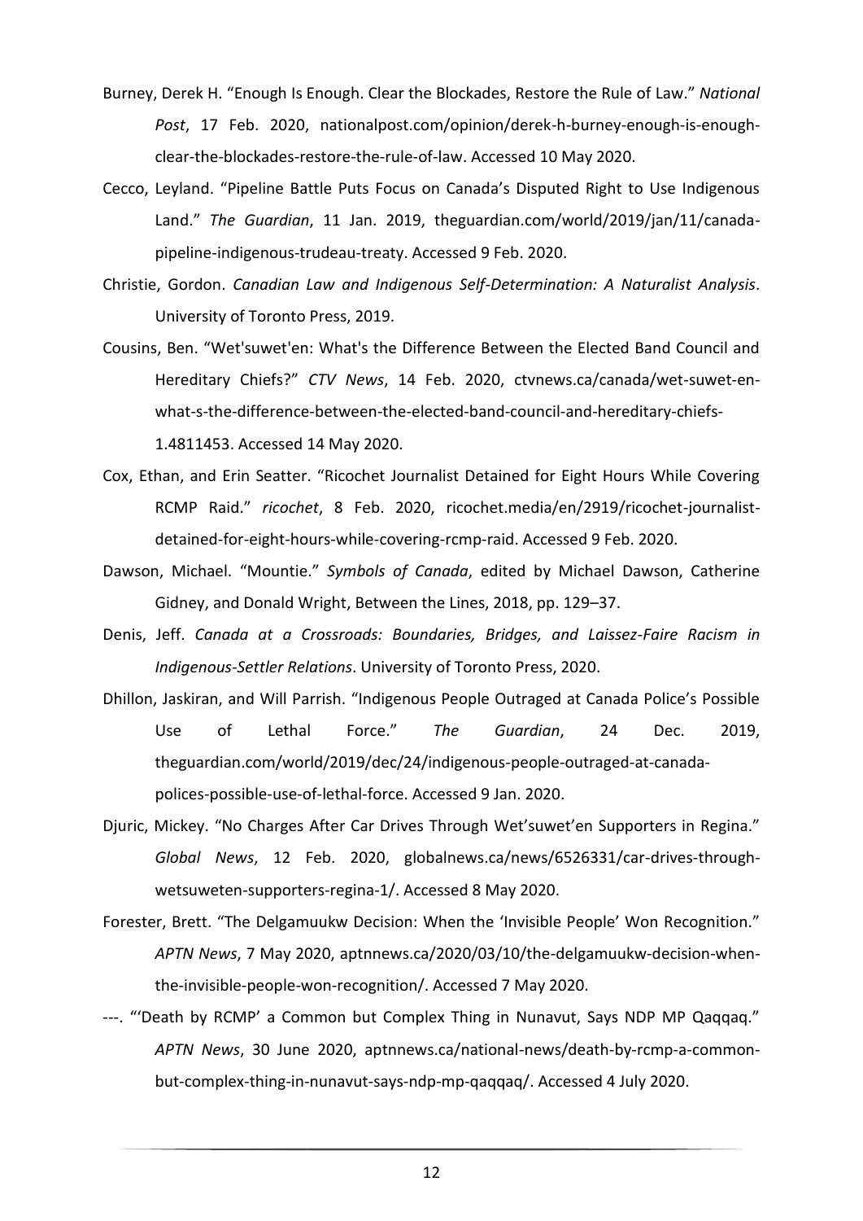Burney, Derek H. "Enough Is Enough. Clear the Blockades, Restore the Rule of Law." *National Post*, 17 Feb. 2020, nationalpost.com/opinion/derek-h-burney-enough-is-enough-clear-the-blockades-restore-the-rule-of-law. Accessed 10 May 2020.

Cecco, Leyland. "Pipeline Battle Puts Focus on Canada's Disputed Right to Use Indigenous Land." *The Guardian*, 11 Jan. 2019, theguardian.com/world/2019/jan/11/canada-pipeline-indigenous-trudeau-treaty. Accessed 9 Feb. 2020.

Christie, Gordon. *Canadian Law and Indigenous Self-Determination: A Naturalist Analysis*. University of Toronto Press, 2019.

Cousins, Ben. "Wet'suwet'en: What's the Difference Between the Elected Band Council and Hereditary Chiefs?" *CTV News*, 14 Feb. 2020, ctvnews.ca/canada/wet-suwet-en-what-s-the-difference-between-the-elected-band-council-and-hereditary-chiefs-1.4811453. Accessed 14 May 2020.

Cox, Ethan, and Erin Seatter. "Ricochet Journalist Detained for Eight Hours While Covering RCMP Raid." *ricochet*, 8 Feb. 2020, ricochet.media/en/2919/ricochet-journalist-detained-for-eight-hours-while-covering-rcmp-raid. Accessed 9 Feb. 2020.

Dawson, Michael. "Mountie." *Symbols of Canada*, edited by Michael Dawson, Catherine Gidney, and Donald Wright, Between the Lines, 2018, pp. 129–37.

Denis, Jeff. *Canada at a Crossroads: Boundaries, Bridges, and Laissez-Faire Racism in Indigenous-Settler Relations*. University of Toronto Press, 2020.

Dhillon, Jaskiran, and Will Parrish. "Indigenous People Outraged at Canada Police's Possible Use of Lethal Force." *The Guardian*, 24 Dec. 2019, theguardian.com/world/2019/dec/24/indigenous-people-outraged-at-canada-polices-possible-use-of-lethal-force. Accessed 9 Jan. 2020.

Djuric, Mickey. "No Charges After Car Drives Through Wet'suwet'en Supporters in Regina." *Global News*, 12 Feb. 2020, globalnews.ca/news/6526331/car-drives-through-wetsuweten-supporters-regina-1/. Accessed 8 May 2020.

Forester, Brett. "The Delgamuukw Decision: When the 'Invisible People' Won Recognition." *APTN News*, 7 May 2020, aptnnews.ca/2020/03/10/the-delgamuukw-decision-when-the-invisible-people-won-recognition/. Accessed 7 May 2020.

---. "'Death by RCMP' a Common but Complex Thing in Nunavut, Says NDP MP Qaqqaq." *APTN News*, 30 June 2020, aptnnews.ca/national-news/death-by-rcmp-a-common-but-complex-thing-in-nunavut-says-ndp-mp-qaqqaq/. Accessed 4 July 2020.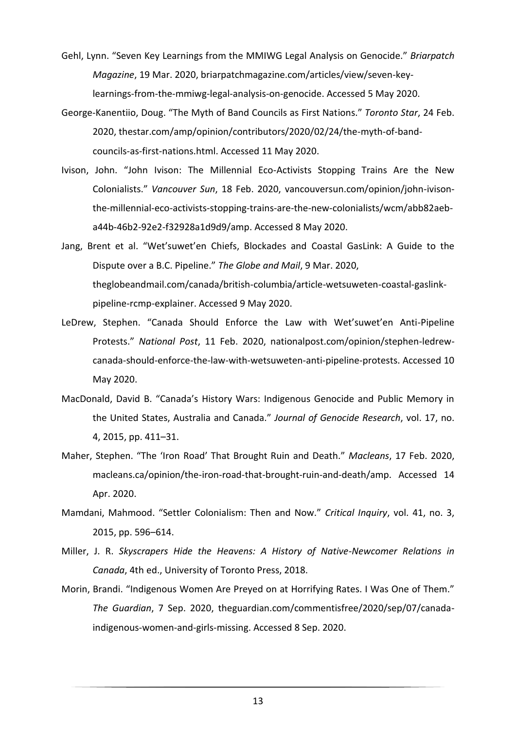Gehl, Lynn. "Seven Key Learnings from the MMIWG Legal Analysis on Genocide." *Briarpatch Magazine*, 19 Mar. 2020, briarpatchmagazine.com/articles/view/seven-key-learnings-from-the-mmiwg-legal-analysis-on-genocide. Accessed 5 May 2020.

George-Kanentiio, Doug. "The Myth of Band Councils as First Nations." *Toronto Star*, 24 Feb. 2020, thestar.com/amp/opinion/contributors/2020/02/24/the-myth-of-band-councils-as-first-nations.html. Accessed 11 May 2020.

Ivison, John. "John Ivison: The Millennial Eco-Activists Stopping Trains Are the New Colonialists." *Vancouver Sun*, 18 Feb. 2020, vancouversun.com/opinion/john-ivison-the-millennial-eco-activists-stopping-trains-are-the-new-colonialists/wcm/abb82aeb-a44b-46b2-92e2-f32928a1d9d9/amp. Accessed 8 May 2020.

Jang, Brent et al. "Wet'suwet'en Chiefs, Blockades and Coastal GasLink: A Guide to the Dispute over a B.C. Pipeline." *The Globe and Mail*, 9 Mar. 2020, theglobeandmail.com/canada/british-columbia/article-wetsuweten-coastal-gaslink-pipeline-rcmp-explainer. Accessed 9 May 2020.

LeDrew, Stephen. "Canada Should Enforce the Law with Wet'suwet'en Anti-Pipeline Protests." *National Post*, 11 Feb. 2020, nationalpost.com/opinion/stephen-ledrew-canada-should-enforce-the-law-with-wetsuweten-anti-pipeline-protests. Accessed 10 May 2020.

MacDonald, David B. "Canada's History Wars: Indigenous Genocide and Public Memory in the United States, Australia and Canada." *Journal of Genocide Research*, vol. 17, no. 4, 2015, pp. 411–31.

Maher, Stephen. "The 'Iron Road' That Brought Ruin and Death." *Macleans*, 17 Feb. 2020, macleans.ca/opinion/the-iron-road-that-brought-ruin-and-death/amp. Accessed 14 Apr. 2020.

Mamdani, Mahmood. "Settler Colonialism: Then and Now." *Critical Inquiry*, vol. 41, no. 3, 2015, pp. 596–614.

Miller, J. R. *Skyscrapers Hide the Heavens: A History of Native-Newcomer Relations in Canada*, 4th ed., University of Toronto Press, 2018.

Morin, Brandi. "Indigenous Women Are Preyed on at Horrifying Rates. I Was One of Them." *The Guardian*, 7 Sep. 2020, theguardian.com/commentisfree/2020/sep/07/canada-indigenous-women-and-girls-missing. Accessed 8 Sep. 2020.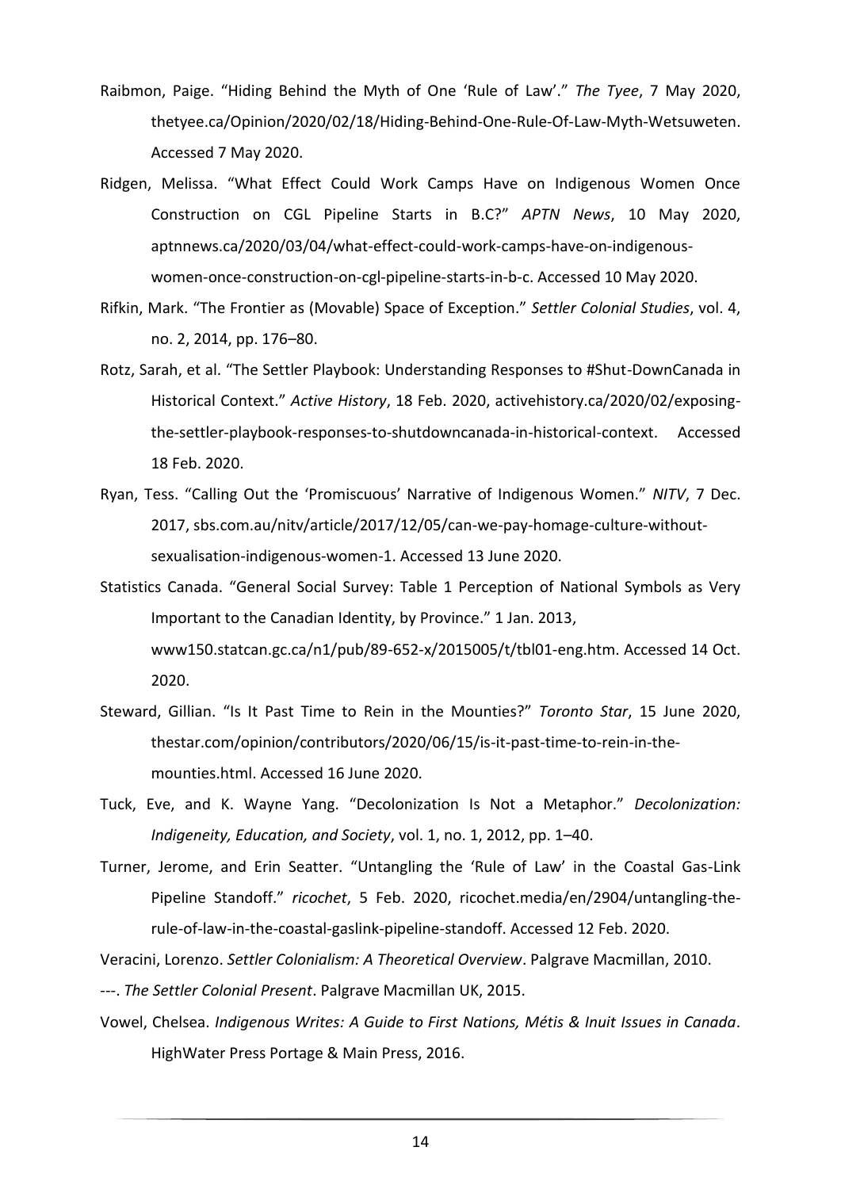Raibmon, Paige. "Hiding Behind the Myth of One 'Rule of Law'." *The Tyee*, 7 May 2020, thetyee.ca/Opinion/2020/02/18/Hiding-Behind-One-Rule-Of-Law-Myth-Wetsuweten. Accessed 7 May 2020.

Ridgen, Melissa. "What Effect Could Work Camps Have on Indigenous Women Once Construction on CGL Pipeline Starts in B.C?" *APTN News*, 10 May 2020, aptnnews.ca/2020/03/04/what-effect-could-work-camps-have-on-indigenous-women-once-construction-on-cgl-pipeline-starts-in-b-c. Accessed 10 May 2020.

Rifkin, Mark. "The Frontier as (Movable) Space of Exception." *Settler Colonial Studies*, vol. 4, no. 2, 2014, pp. 176–80.

Rotz, Sarah, et al. "The Settler Playbook: Understanding Responses to #Shut-DownCanada in Historical Context." *Active History*, 18 Feb. 2020, activehistory.ca/2020/02/exposing-the-settler-playbook-responses-to-shutdowncanada-in-historical-context. Accessed 18 Feb. 2020.

Ryan, Tess. "Calling Out the 'Promiscuous' Narrative of Indigenous Women." *NITV*, 7 Dec. 2017, sbs.com.au/nitv/article/2017/12/05/can-we-pay-homage-culture-without-sexualisation-indigenous-women-1. Accessed 13 June 2020.

Statistics Canada. "General Social Survey: Table 1 Perception of National Symbols as Very Important to the Canadian Identity, by Province." 1 Jan. 2013, www150.statcan.gc.ca/n1/pub/89-652-x/2015005/t/tbl01-eng.htm. Accessed 14 Oct. 2020.

Steward, Gillian. "Is It Past Time to Rein in the Mounties?" *Toronto Star*, 15 June 2020, thestar.com/opinion/contributors/2020/06/15/is-it-past-time-to-rein-in-the-mounties.html. Accessed 16 June 2020.

Tuck, Eve, and K. Wayne Yang. "Decolonization Is Not a Metaphor." *Decolonization: Indigeneity, Education, and Society*, vol. 1, no. 1, 2012, pp. 1–40.

Turner, Jerome, and Erin Seatter. "Untangling the 'Rule of Law' in the Coastal Gas-Link Pipeline Standoff." *ricochet*, 5 Feb. 2020, ricochet.media/en/2904/untangling-the-rule-of-law-in-the-coastal-gaslink-pipeline-standoff. Accessed 12 Feb. 2020.

Veracini, Lorenzo. *Settler Colonialism: A Theoretical Overview*. Palgrave Macmillan, 2010.

---. *The Settler Colonial Present*. Palgrave Macmillan UK, 2015.

Vowel, Chelsea. *Indigenous Writes: A Guide to First Nations, Métis & Inuit Issues in Canada*. HighWater Press Portage & Main Press, 2016.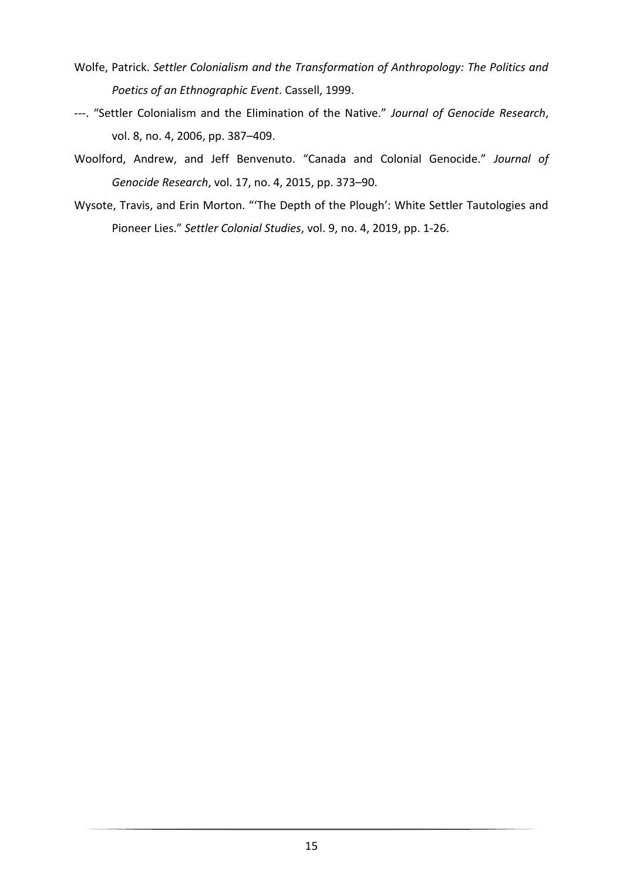Wolfe, Patrick. *Settler Colonialism and the Transformation of Anthropology: The Politics and Poetics of an Ethnographic Event*. Cassell, 1999.

---. "Settler Colonialism and the Elimination of the Native." *Journal of Genocide Research*, vol. 8, no. 4, 2006, pp. 387–409.

Woolford, Andrew, and Jeff Benvenuto. "Canada and Colonial Genocide." *Journal of Genocide Research*, vol. 17, no. 4, 2015, pp. 373–90.

Wysote, Travis, and Erin Morton. "'The Depth of the Plough': White Settler Tautologies and Pioneer Lies." *Settler Colonial Studies*, vol. 9, no. 4, 2019, pp. 1-26.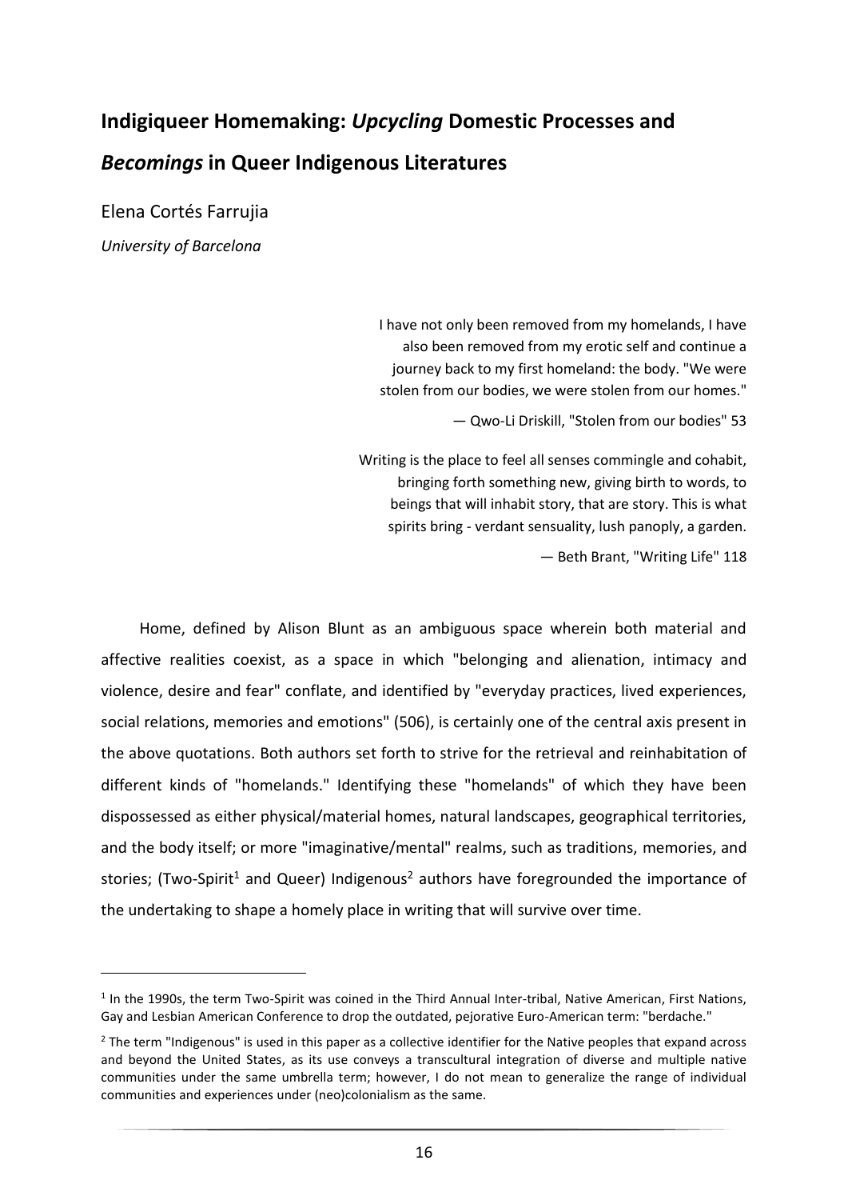# Indigiqueer Homemaking: *Upcycling* Domestic Processes and *Becomings* in Queer Indigenous Literatures

Elena Cortés Farrujia

*University of Barcelona*

> I have not only been removed from my homelands, I have also been removed from my erotic self and continue a journey back to my first homeland: the body. "We were stolen from our bodies, we were stolen from our homes."
>
> — Qwo-Li Driskill, "Stolen from our bodies" 53

> Writing is the place to feel all senses commingle and cohabit, bringing forth something new, giving birth to words, to beings that will inhabit story, that are story. This is what spirits bring - verdant sensuality, lush panoply, a garden.
>
> — Beth Brant, "Writing Life" 118

Home, defined by Alison Blunt as an ambiguous space wherein both material and affective realities coexist, as a space in which "belonging and alienation, intimacy and violence, desire and fear" conflate, and identified by "everyday practices, lived experiences, social relations, memories and emotions" (506), is certainly one of the central axis present in the above quotations. Both authors set forth to strive for the retrieval and reinhabitation of different kinds of "homelands." Identifying these "homelands" of which they have been dispossessed as either physical/material homes, natural landscapes, geographical territories, and the body itself; or more "imaginative/mental" realms, such as traditions, memories, and stories; (Two-Spirit[1] and Queer) Indigenous[2] authors have foregrounded the importance of the undertaking to shape a homely place in writing that will survive over time.

---

[1] In the 1990s, the term Two-Spirit was coined in the Third Annual Inter-tribal, Native American, First Nations, Gay and Lesbian American Conference to drop the outdated, pejorative Euro-American term: "berdache."

[2] The term "Indigenous" is used in this paper as a collective identifier for the Native peoples that expand across and beyond the United States, as its use conveys a transcultural integration of diverse and multiple native communities under the same umbrella term; however, I do not mean to generalize the range of individual communities and experiences under (neo)colonialism as the same.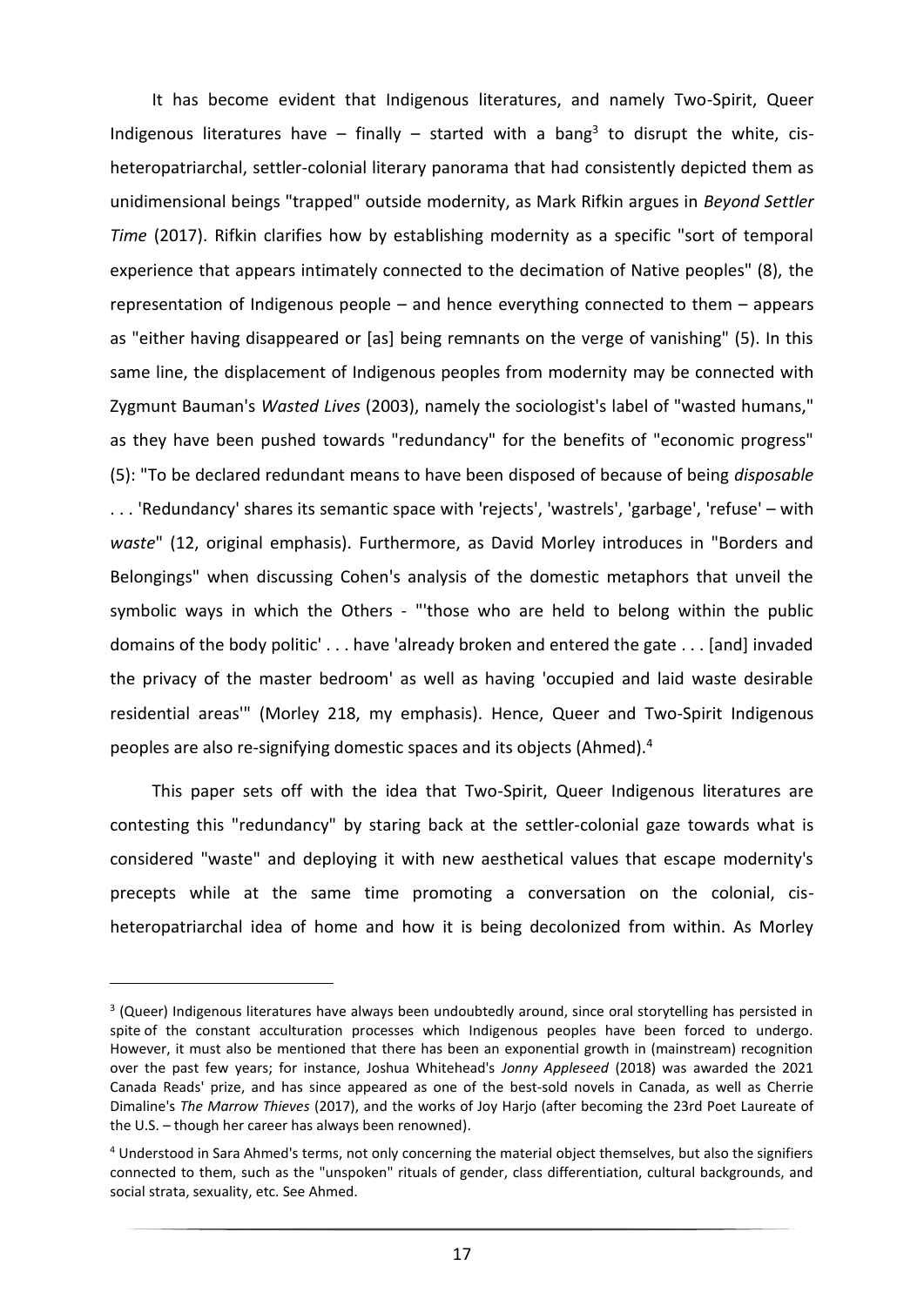It has become evident that Indigenous literatures, and namely Two-Spirit, Queer Indigenous literatures have – finally – started with a bang[3] to disrupt the white, cis-heteropatriarchal, settler-colonial literary panorama that had consistently depicted them as unidimensional beings "trapped" outside modernity, as Mark Rifkin argues in *Beyond Settler Time* (2017). Rifkin clarifies how by establishing modernity as a specific "sort of temporal experience that appears intimately connected to the decimation of Native peoples" (8), the representation of Indigenous people – and hence everything connected to them – appears as "either having disappeared or [as] being remnants on the verge of vanishing" (5). In this same line, the displacement of Indigenous peoples from modernity may be connected with Zygmunt Bauman's *Wasted Lives* (2003), namely the sociologist's label of "wasted humans," as they have been pushed towards "redundancy" for the benefits of "economic progress" (5): "To be declared redundant means to have been disposed of because of being *disposable* . . . 'Redundancy' shares its semantic space with 'rejects', 'wastrels', 'garbage', 'refuse' – with *waste*" (12, original emphasis). Furthermore, as David Morley introduces in "Borders and Belongings" when discussing Cohen's analysis of the domestic metaphors that unveil the symbolic ways in which the Others - "'those who are held to belong within the public domains of the body politic' . . . have 'already broken and entered the gate . . . [and] invaded the privacy of the master bedroom' as well as having 'occupied and laid waste desirable residential areas'" (Morley 218, my emphasis). Hence, Queer and Two-Spirit Indigenous peoples are also re-signifying domestic spaces and its objects (Ahmed).[4]

This paper sets off with the idea that Two-Spirit, Queer Indigenous literatures are contesting this "redundancy" by staring back at the settler-colonial gaze towards what is considered "waste" and deploying it with new aesthetical values that escape modernity's precepts while at the same time promoting a conversation on the colonial, cis-heteropatriarchal idea of home and how it is being decolonized from within. As Morley

---

[3] (Queer) Indigenous literatures have always been undoubtedly around, since oral storytelling has persisted in spite of the constant acculturation processes which Indigenous peoples have been forced to undergo. However, it must also be mentioned that there has been an exponential growth in (mainstream) recognition over the past few years; for instance, Joshua Whitehead's *Jonny Appleseed* (2018) was awarded the 2021 Canada Reads' prize, and has since appeared as one of the best-sold novels in Canada, as well as Cherrie Dimaline's *The Marrow Thieves* (2017), and the works of Joy Harjo (after becoming the 23rd Poet Laureate of the U.S. – though her career has always been renowned).

[4] Understood in Sara Ahmed's terms, not only concerning the material object themselves, but also the signifiers connected to them, such as the "unspoken" rituals of gender, class differentiation, cultural backgrounds, and social strata, sexuality, etc. See Ahmed.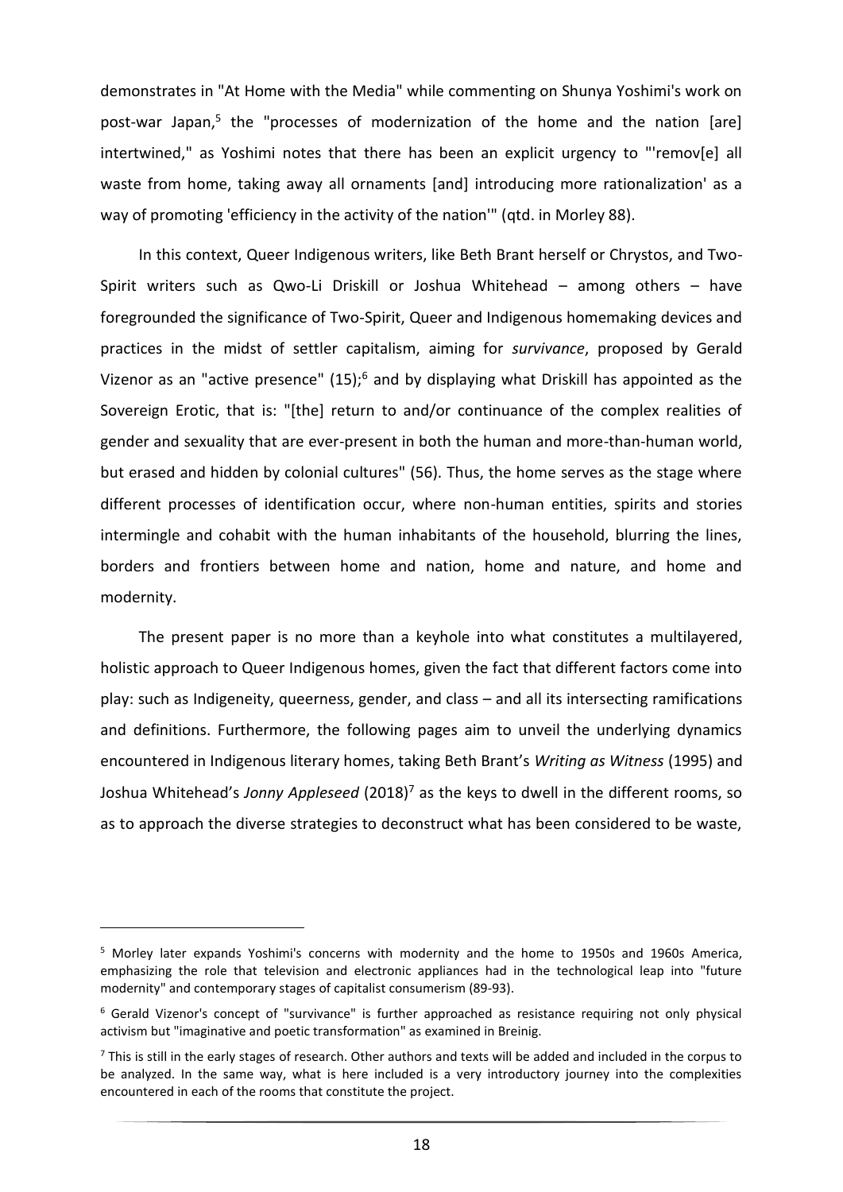demonstrates in "At Home with the Media" while commenting on Shunya Yoshimi's work on post-war Japan,[5] the "processes of modernization of the home and the nation [are] intertwined," as Yoshimi notes that there has been an explicit urgency to "'remov[e] all waste from home, taking away all ornaments [and] introducing more rationalization' as a way of promoting 'efficiency in the activity of the nation'" (qtd. in Morley 88).

In this context, Queer Indigenous writers, like Beth Brant herself or Chrystos, and Two-Spirit writers such as Qwo-Li Driskill or Joshua Whitehead – among others – have foregrounded the significance of Two-Spirit, Queer and Indigenous homemaking devices and practices in the midst of settler capitalism, aiming for *survivance*, proposed by Gerald Vizenor as an "active presence" (15);[6] and by displaying what Driskill has appointed as the Sovereign Erotic, that is: "[the] return to and/or continuance of the complex realities of gender and sexuality that are ever-present in both the human and more-than-human world, but erased and hidden by colonial cultures" (56). Thus, the home serves as the stage where different processes of identification occur, where non-human entities, spirits and stories intermingle and cohabit with the human inhabitants of the household, blurring the lines, borders and frontiers between home and nation, home and nature, and home and modernity.

The present paper is no more than a keyhole into what constitutes a multilayered, holistic approach to Queer Indigenous homes, given the fact that different factors come into play: such as Indigeneity, queerness, gender, and class – and all its intersecting ramifications and definitions. Furthermore, the following pages aim to unveil the underlying dynamics encountered in Indigenous literary homes, taking Beth Brant's *Writing as Witness* (1995) and Joshua Whitehead's *Jonny Appleseed* (2018)[7] as the keys to dwell in the different rooms, so as to approach the diverse strategies to deconstruct what has been considered to be waste,

---

[5] Morley later expands Yoshimi's concerns with modernity and the home to 1950s and 1960s America, emphasizing the role that television and electronic appliances had in the technological leap into "future modernity" and contemporary stages of capitalist consumerism (89-93).

[6] Gerald Vizenor's concept of "survivance" is further approached as resistance requiring not only physical activism but "imaginative and poetic transformation" as examined in Breinig.

[7] This is still in the early stages of research. Other authors and texts will be added and included in the corpus to be analyzed. In the same way, what is here included is a very introductory journey into the complexities encountered in each of the rooms that constitute the project.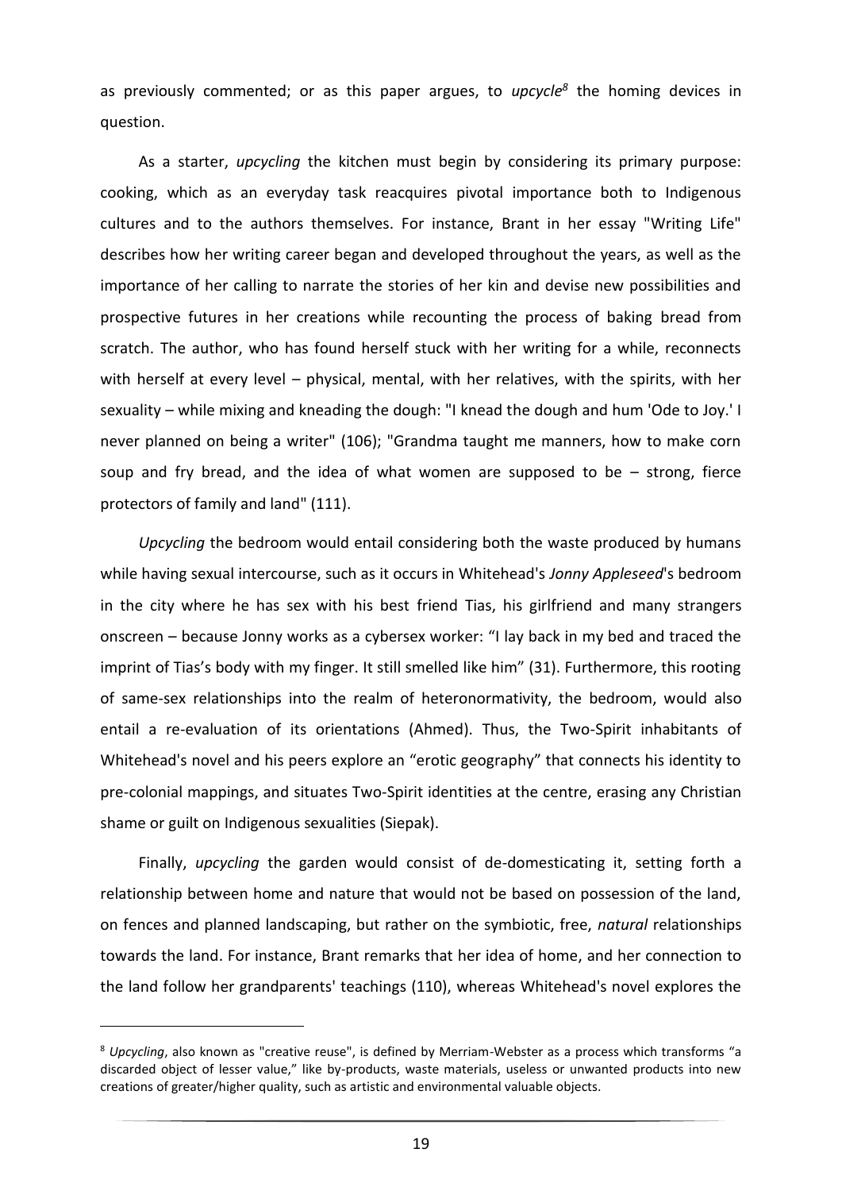as previously commented; or as this paper argues, to *upcycle*[8] the homing devices in question.

As a starter, *upcycling* the kitchen must begin by considering its primary purpose: cooking, which as an everyday task reacquires pivotal importance both to Indigenous cultures and to the authors themselves. For instance, Brant in her essay "Writing Life" describes how her writing career began and developed throughout the years, as well as the importance of her calling to narrate the stories of her kin and devise new possibilities and prospective futures in her creations while recounting the process of baking bread from scratch. The author, who has found herself stuck with her writing for a while, reconnects with herself at every level – physical, mental, with her relatives, with the spirits, with her sexuality – while mixing and kneading the dough: "I knead the dough and hum 'Ode to Joy.' I never planned on being a writer" (106); "Grandma taught me manners, how to make corn soup and fry bread, and the idea of what women are supposed to be – strong, fierce protectors of family and land" (111).

*Upcycling* the bedroom would entail considering both the waste produced by humans while having sexual intercourse, such as it occurs in Whitehead's *Jonny Appleseed*'s bedroom in the city where he has sex with his best friend Tias, his girlfriend and many strangers onscreen – because Jonny works as a cybersex worker: "I lay back in my bed and traced the imprint of Tias's body with my finger. It still smelled like him" (31). Furthermore, this rooting of same-sex relationships into the realm of heteronormativity, the bedroom, would also entail a re-evaluation of its orientations (Ahmed). Thus, the Two-Spirit inhabitants of Whitehead's novel and his peers explore an "erotic geography" that connects his identity to pre-colonial mappings, and situates Two-Spirit identities at the centre, erasing any Christian shame or guilt on Indigenous sexualities (Siepak).

Finally, *upcycling* the garden would consist of de-domesticating it, setting forth a relationship between home and nature that would not be based on possession of the land, on fences and planned landscaping, but rather on the symbiotic, free, *natural* relationships towards the land. For instance, Brant remarks that her idea of home, and her connection to the land follow her grandparents' teachings (110), whereas Whitehead's novel explores the

[8] *Upcycling*, also known as "creative reuse", is defined by Merriam-Webster as a process which transforms "a discarded object of lesser value," like by-products, waste materials, useless or unwanted products into new creations of greater/higher quality, such as artistic and environmental valuable objects.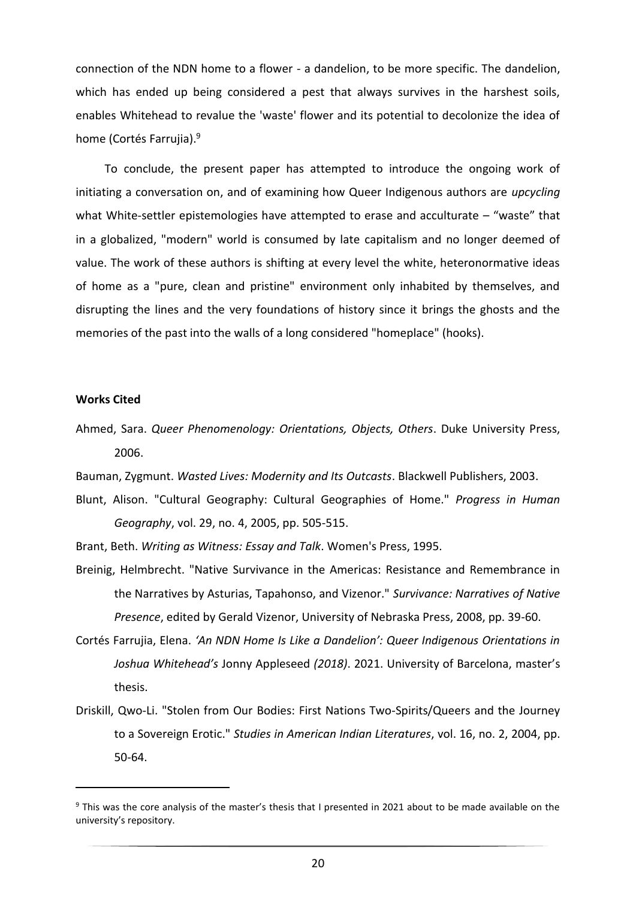connection of the NDN home to a flower - a dandelion, to be more specific. The dandelion, which has ended up being considered a pest that always survives in the harshest soils, enables Whitehead to revalue the 'waste' flower and its potential to decolonize the idea of home (Cortés Farrujia).[9]

To conclude, the present paper has attempted to introduce the ongoing work of initiating a conversation on, and of examining how Queer Indigenous authors are *upcycling* what White-settler epistemologies have attempted to erase and acculturate – "waste" that in a globalized, "modern" world is consumed by late capitalism and no longer deemed of value. The work of these authors is shifting at every level the white, heteronormative ideas of home as a "pure, clean and pristine" environment only inhabited by themselves, and disrupting the lines and the very foundations of history since it brings the ghosts and the memories of the past into the walls of a long considered "homeplace" (hooks).

**Works Cited**

Ahmed, Sara. *Queer Phenomenology: Orientations, Objects, Others*. Duke University Press, 2006.

Bauman, Zygmunt. *Wasted Lives: Modernity and Its Outcasts*. Blackwell Publishers, 2003.

Blunt, Alison. "Cultural Geography: Cultural Geographies of Home." *Progress in Human Geography*, vol. 29, no. 4, 2005, pp. 505-515.

Brant, Beth. *Writing as Witness: Essay and Talk*. Women's Press, 1995.

Breinig, Helmbrecht. "Native Survivance in the Americas: Resistance and Remembrance in the Narratives by Asturias, Tapahonso, and Vizenor." *Survivance: Narratives of Native Presence*, edited by Gerald Vizenor, University of Nebraska Press, 2008, pp. 39-60.

Cortés Farrujia, Elena. *'An NDN Home Is Like a Dandelion': Queer Indigenous Orientations in Joshua Whitehead's* Jonny Appleseed *(2018)*. 2021. University of Barcelona, master's thesis.

Driskill, Qwo-Li. "Stolen from Our Bodies: First Nations Two-Spirits/Queers and the Journey to a Sovereign Erotic." *Studies in American Indian Literatures*, vol. 16, no. 2, 2004, pp. 50-64.

[9] This was the core analysis of the master's thesis that I presented in 2021 about to be made available on the university's repository.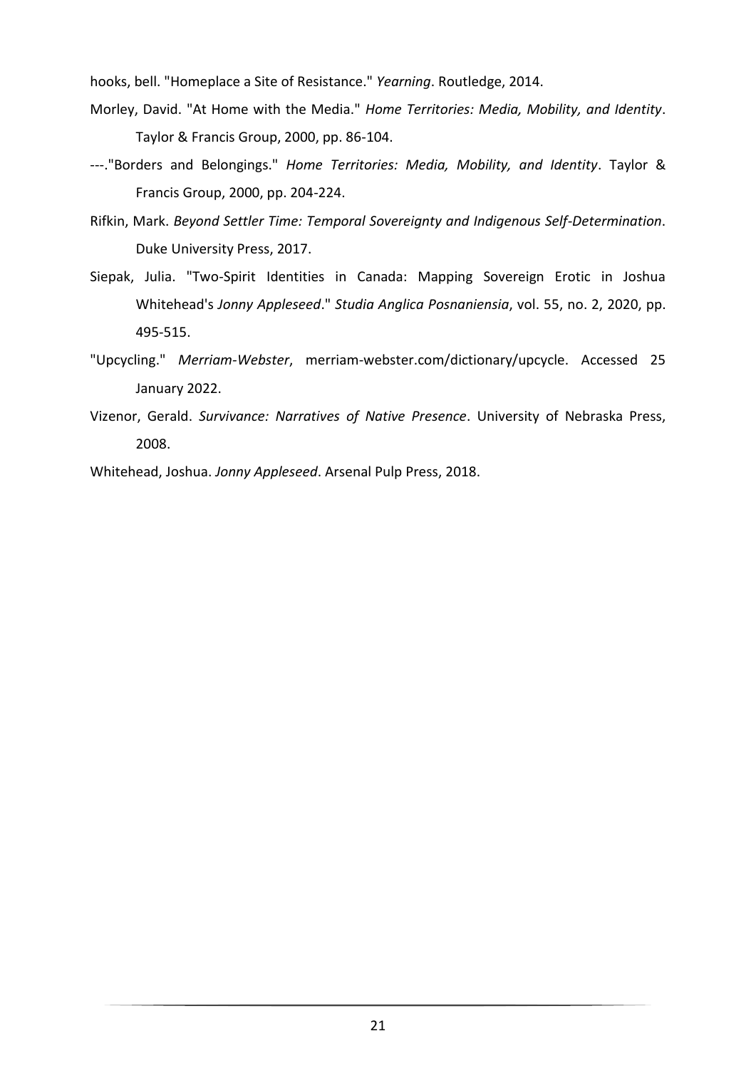hooks, bell. "Homeplace a Site of Resistance." *Yearning*. Routledge, 2014.

Morley, David. "At Home with the Media." *Home Territories: Media, Mobility, and Identity*. Taylor & Francis Group, 2000, pp. 86-104.

---."Borders and Belongings." *Home Territories: Media, Mobility, and Identity*. Taylor & Francis Group, 2000, pp. 204-224.

Rifkin, Mark. *Beyond Settler Time: Temporal Sovereignty and Indigenous Self-Determination*. Duke University Press, 2017.

Siepak, Julia. "Two-Spirit Identities in Canada: Mapping Sovereign Erotic in Joshua Whitehead's *Jonny Appleseed*." *Studia Anglica Posnaniensia*, vol. 55, no. 2, 2020, pp. 495-515.

"Upcycling." *Merriam-Webster*, merriam-webster.com/dictionary/upcycle. Accessed 25 January 2022.

Vizenor, Gerald. *Survivance: Narratives of Native Presence*. University of Nebraska Press, 2008.

Whitehead, Joshua. *Jonny Appleseed*. Arsenal Pulp Press, 2018.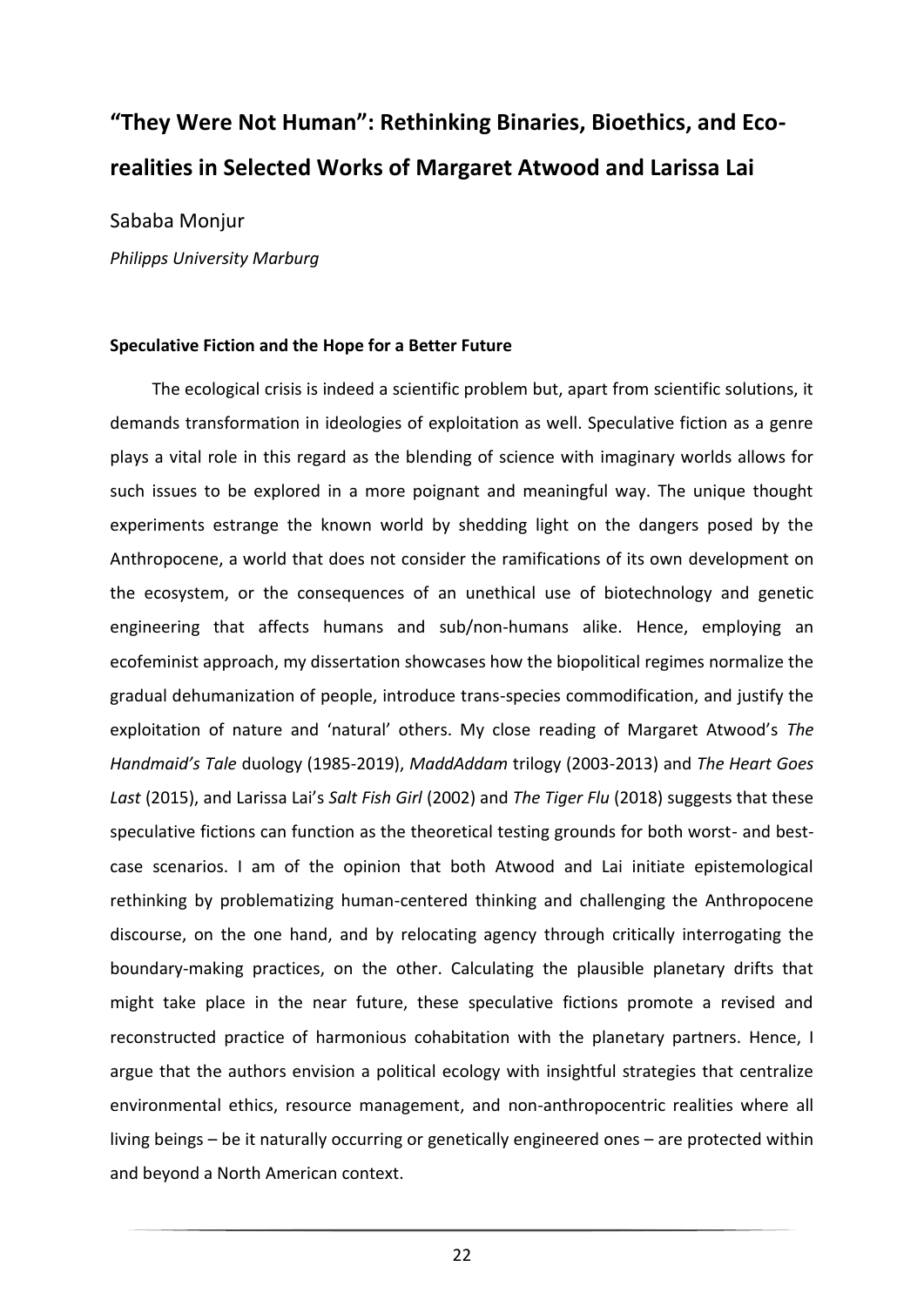# "They Were Not Human": Rethinking Binaries, Bioethics, and Eco-realities in Selected Works of Margaret Atwood and Larissa Lai

Sababa Monjur

*Philipps University Marburg*

### Speculative Fiction and the Hope for a Better Future

The ecological crisis is indeed a scientific problem but, apart from scientific solutions, it demands transformation in ideologies of exploitation as well. Speculative fiction as a genre plays a vital role in this regard as the blending of science with imaginary worlds allows for such issues to be explored in a more poignant and meaningful way. The unique thought experiments estrange the known world by shedding light on the dangers posed by the Anthropocene, a world that does not consider the ramifications of its own development on the ecosystem, or the consequences of an unethical use of biotechnology and genetic engineering that affects humans and sub/non-humans alike. Hence, employing an ecofeminist approach, my dissertation showcases how the biopolitical regimes normalize the gradual dehumanization of people, introduce trans-species commodification, and justify the exploitation of nature and 'natural' others. My close reading of Margaret Atwood's *The Handmaid's Tale* duology (1985-2019), *MaddAddam* trilogy (2003-2013) and *The Heart Goes Last* (2015), and Larissa Lai's *Salt Fish Girl* (2002) and *The Tiger Flu* (2018) suggests that these speculative fictions can function as the theoretical testing grounds for both worst- and best-case scenarios. I am of the opinion that both Atwood and Lai initiate epistemological rethinking by problematizing human-centered thinking and challenging the Anthropocene discourse, on the one hand, and by relocating agency through critically interrogating the boundary-making practices, on the other. Calculating the plausible planetary drifts that might take place in the near future, these speculative fictions promote a revised and reconstructed practice of harmonious cohabitation with the planetary partners. Hence, I argue that the authors envision a political ecology with insightful strategies that centralize environmental ethics, resource management, and non-anthropocentric realities where all living beings – be it naturally occurring or genetically engineered ones – are protected within and beyond a North American context.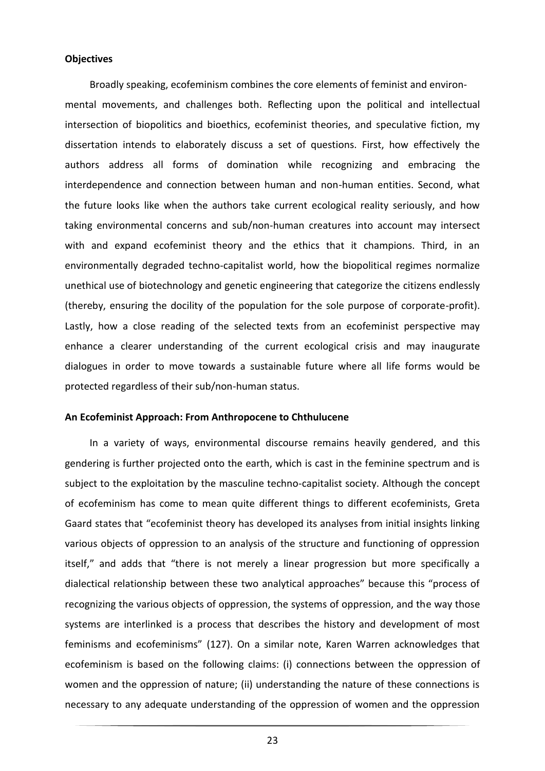**Objectives**

Broadly speaking, ecofeminism combines the core elements of feminist and environmental movements, and challenges both. Reflecting upon the political and intellectual intersection of biopolitics and bioethics, ecofeminist theories, and speculative fiction, my dissertation intends to elaborately discuss a set of questions. First, how effectively the authors address all forms of domination while recognizing and embracing the interdependence and connection between human and non-human entities. Second, what the future looks like when the authors take current ecological reality seriously, and how taking environmental concerns and sub/non-human creatures into account may intersect with and expand ecofeminist theory and the ethics that it champions. Third, in an environmentally degraded techno-capitalist world, how the biopolitical regimes normalize unethical use of biotechnology and genetic engineering that categorize the citizens endlessly (thereby, ensuring the docility of the population for the sole purpose of corporate-profit). Lastly, how a close reading of the selected texts from an ecofeminist perspective may enhance a clearer understanding of the current ecological crisis and may inaugurate dialogues in order to move towards a sustainable future where all life forms would be protected regardless of their sub/non-human status.

**An Ecofeminist Approach: From Anthropocene to Chthulucene**

In a variety of ways, environmental discourse remains heavily gendered, and this gendering is further projected onto the earth, which is cast in the feminine spectrum and is subject to the exploitation by the masculine techno-capitalist society. Although the concept of ecofeminism has come to mean quite different things to different ecofeminists, Greta Gaard states that "ecofeminist theory has developed its analyses from initial insights linking various objects of oppression to an analysis of the structure and functioning of oppression itself," and adds that "there is not merely a linear progression but more specifically a dialectical relationship between these two analytical approaches" because this "process of recognizing the various objects of oppression, the systems of oppression, and the way those systems are interlinked is a process that describes the history and development of most feminisms and ecofeminisms" (127). On a similar note, Karen Warren acknowledges that ecofeminism is based on the following claims: (i) connections between the oppression of women and the oppression of nature; (ii) understanding the nature of these connections is necessary to any adequate understanding of the oppression of women and the oppression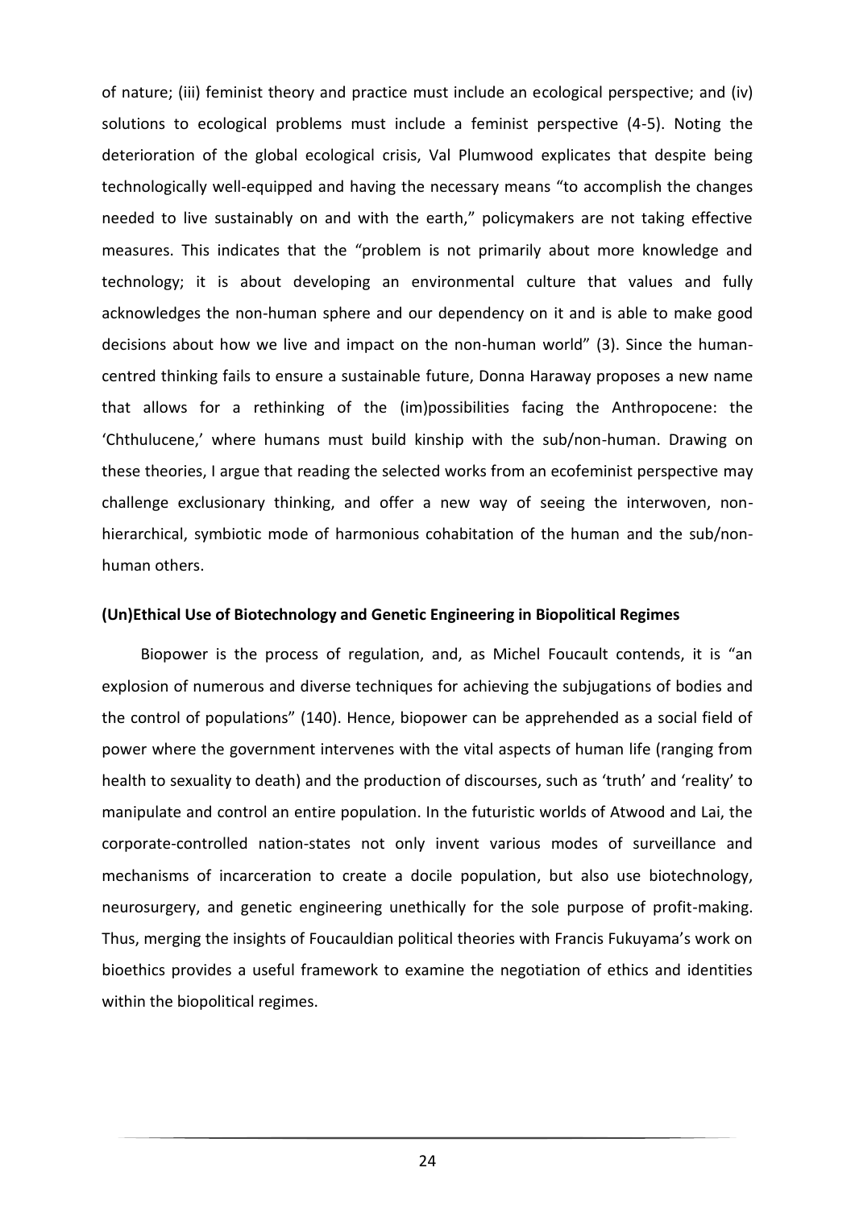of nature; (iii) feminist theory and practice must include an ecological perspective; and (iv) solutions to ecological problems must include a feminist perspective (4-5). Noting the deterioration of the global ecological crisis, Val Plumwood explicates that despite being technologically well-equipped and having the necessary means "to accomplish the changes needed to live sustainably on and with the earth," policymakers are not taking effective measures. This indicates that the "problem is not primarily about more knowledge and technology; it is about developing an environmental culture that values and fully acknowledges the non-human sphere and our dependency on it and is able to make good decisions about how we live and impact on the non-human world" (3). Since the human-centred thinking fails to ensure a sustainable future, Donna Haraway proposes a new name that allows for a rethinking of the (im)possibilities facing the Anthropocene: the 'Chthulucene,' where humans must build kinship with the sub/non-human. Drawing on these theories, I argue that reading the selected works from an ecofeminist perspective may challenge exclusionary thinking, and offer a new way of seeing the interwoven, non-hierarchical, symbiotic mode of harmonious cohabitation of the human and the sub/non-human others.

### (Un)Ethical Use of Biotechnology and Genetic Engineering in Biopolitical Regimes

Biopower is the process of regulation, and, as Michel Foucault contends, it is "an explosion of numerous and diverse techniques for achieving the subjugations of bodies and the control of populations" (140). Hence, biopower can be apprehended as a social field of power where the government intervenes with the vital aspects of human life (ranging from health to sexuality to death) and the production of discourses, such as 'truth' and 'reality' to manipulate and control an entire population. In the futuristic worlds of Atwood and Lai, the corporate-controlled nation-states not only invent various modes of surveillance and mechanisms of incarceration to create a docile population, but also use biotechnology, neurosurgery, and genetic engineering unethically for the sole purpose of profit-making. Thus, merging the insights of Foucauldian political theories with Francis Fukuyama's work on bioethics provides a useful framework to examine the negotiation of ethics and identities within the biopolitical regimes.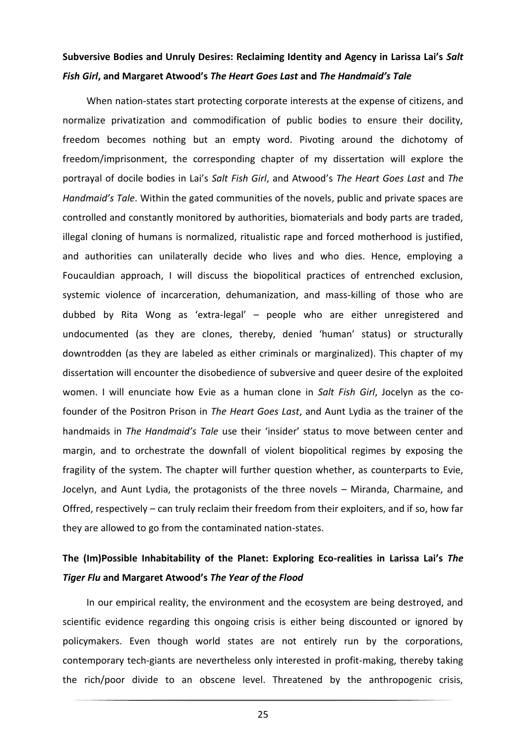**Subversive Bodies and Unruly Desires: Reclaiming Identity and Agency in Larissa Lai's *Salt Fish Girl*, and Margaret Atwood's *The Heart Goes Last* and *The Handmaid's Tale***

When nation-states start protecting corporate interests at the expense of citizens, and normalize privatization and commodification of public bodies to ensure their docility, freedom becomes nothing but an empty word. Pivoting around the dichotomy of freedom/imprisonment, the corresponding chapter of my dissertation will explore the portrayal of docile bodies in Lai's *Salt Fish Girl*, and Atwood's *The Heart Goes Last* and *The Handmaid's Tale*. Within the gated communities of the novels, public and private spaces are controlled and constantly monitored by authorities, biomaterials and body parts are traded, illegal cloning of humans is normalized, ritualistic rape and forced motherhood is justified, and authorities can unilaterally decide who lives and who dies. Hence, employing a Foucauldian approach, I will discuss the biopolitical practices of entrenched exclusion, systemic violence of incarceration, dehumanization, and mass-killing of those who are dubbed by Rita Wong as 'extra-legal' – people who are either unregistered and undocumented (as they are clones, thereby, denied 'human' status) or structurally downtrodden (as they are labeled as either criminals or marginalized). This chapter of my dissertation will encounter the disobedience of subversive and queer desire of the exploited women. I will enunciate how Evie as a human clone in *Salt Fish Girl*, Jocelyn as the co-founder of the Positron Prison in *The Heart Goes Last*, and Aunt Lydia as the trainer of the handmaids in *The Handmaid's Tale* use their 'insider' status to move between center and margin, and to orchestrate the downfall of violent biopolitical regimes by exposing the fragility of the system. The chapter will further question whether, as counterparts to Evie, Jocelyn, and Aunt Lydia, the protagonists of the three novels – Miranda, Charmaine, and Offred, respectively – can truly reclaim their freedom from their exploiters, and if so, how far they are allowed to go from the contaminated nation-states.

**The (Im)Possible Inhabitability of the Planet: Exploring Eco-realities in Larissa Lai's *The Tiger Flu* and Margaret Atwood's *The Year of the Flood***

In our empirical reality, the environment and the ecosystem are being destroyed, and scientific evidence regarding this ongoing crisis is either being discounted or ignored by policymakers. Even though world states are not entirely run by the corporations, contemporary tech-giants are nevertheless only interested in profit-making, thereby taking the rich/poor divide to an obscene level. Threatened by the anthropogenic crisis,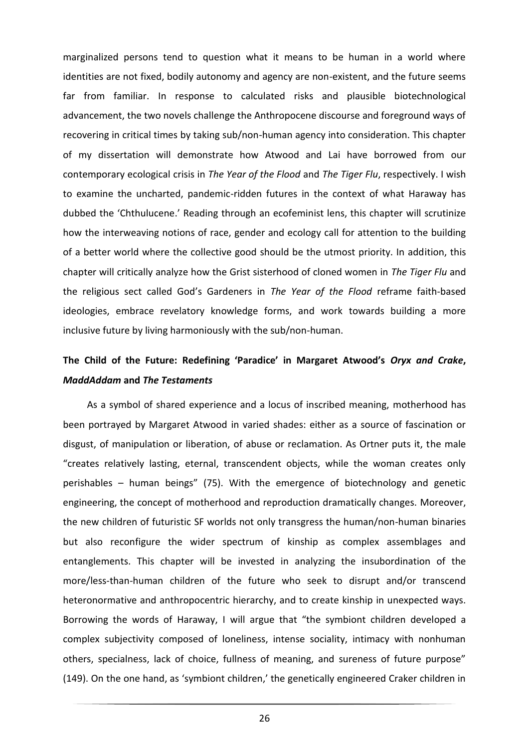marginalized persons tend to question what it means to be human in a world where identities are not fixed, bodily autonomy and agency are non-existent, and the future seems far from familiar. In response to calculated risks and plausible biotechnological advancement, the two novels challenge the Anthropocene discourse and foreground ways of recovering in critical times by taking sub/non-human agency into consideration. This chapter of my dissertation will demonstrate how Atwood and Lai have borrowed from our contemporary ecological crisis in *The Year of the Flood* and *The Tiger Flu*, respectively. I wish to examine the uncharted, pandemic-ridden futures in the context of what Haraway has dubbed the 'Chthulucene.' Reading through an ecofeminist lens, this chapter will scrutinize how the interweaving notions of race, gender and ecology call for attention to the building of a better world where the collective good should be the utmost priority. In addition, this chapter will critically analyze how the Grist sisterhood of cloned women in *The Tiger Flu* and the religious sect called God's Gardeners in *The Year of the Flood* reframe faith-based ideologies, embrace revelatory knowledge forms, and work towards building a more inclusive future by living harmoniously with the sub/non-human.

## The Child of the Future: Redefining 'Paradice' in Margaret Atwood's *Oryx and Crake*, *MaddAddam* and *The Testaments*

As a symbol of shared experience and a locus of inscribed meaning, motherhood has been portrayed by Margaret Atwood in varied shades: either as a source of fascination or disgust, of manipulation or liberation, of abuse or reclamation. As Ortner puts it, the male "creates relatively lasting, eternal, transcendent objects, while the woman creates only perishables – human beings" (75). With the emergence of biotechnology and genetic engineering, the concept of motherhood and reproduction dramatically changes. Moreover, the new children of futuristic SF worlds not only transgress the human/non-human binaries but also reconfigure the wider spectrum of kinship as complex assemblages and entanglements. This chapter will be invested in analyzing the insubordination of the more/less-than-human children of the future who seek to disrupt and/or transcend heteronormative and anthropocentric hierarchy, and to create kinship in unexpected ways. Borrowing the words of Haraway, I will argue that "the symbiont children developed a complex subjectivity composed of loneliness, intense sociality, intimacy with nonhuman others, specialness, lack of choice, fullness of meaning, and sureness of future purpose" (149). On the one hand, as 'symbiont children,' the genetically engineered Craker children in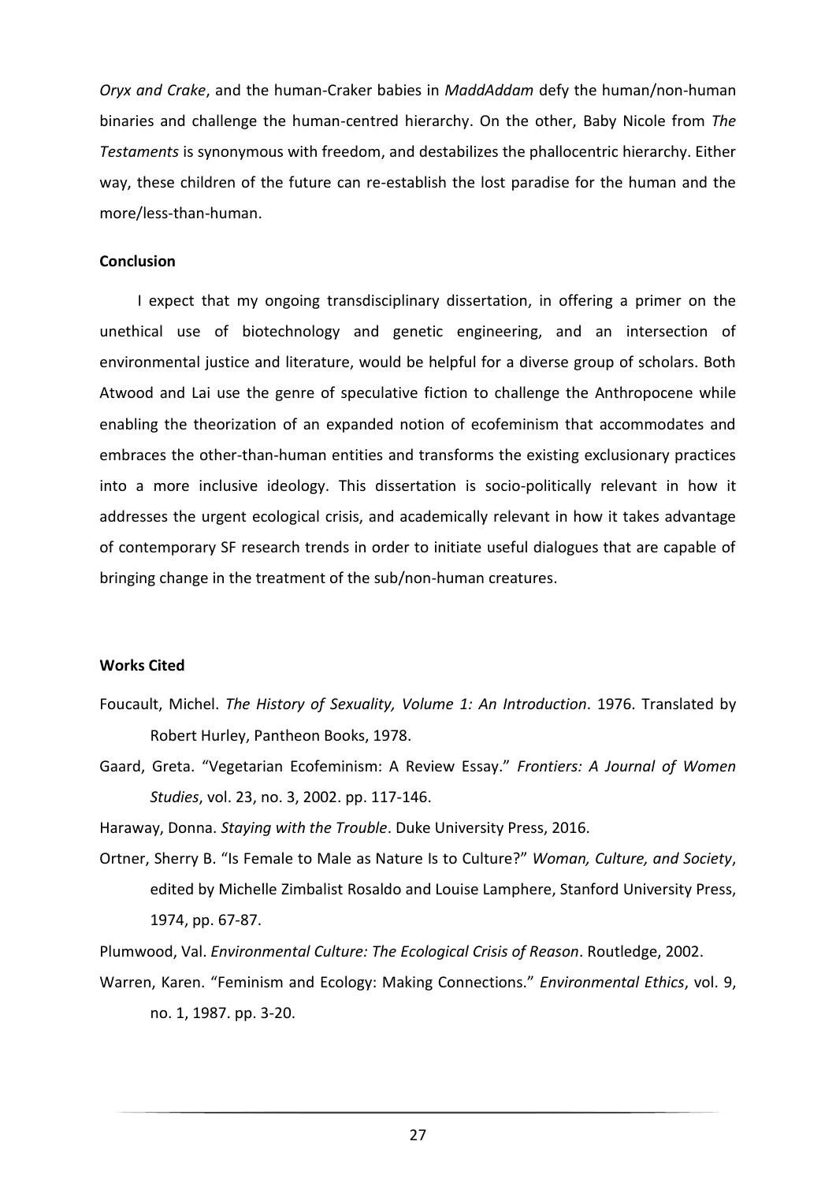*Oryx and Crake*, and the human-Craker babies in *MaddAddam* defy the human/non-human binaries and challenge the human-centred hierarchy. On the other, Baby Nicole from *The Testaments* is synonymous with freedom, and destabilizes the phallocentric hierarchy. Either way, these children of the future can re-establish the lost paradise for the human and the more/less-than-human.

**Conclusion**

I expect that my ongoing transdisciplinary dissertation, in offering a primer on the unethical use of biotechnology and genetic engineering, and an intersection of environmental justice and literature, would be helpful for a diverse group of scholars. Both Atwood and Lai use the genre of speculative fiction to challenge the Anthropocene while enabling the theorization of an expanded notion of ecofeminism that accommodates and embraces the other-than-human entities and transforms the existing exclusionary practices into a more inclusive ideology. This dissertation is socio-politically relevant in how it addresses the urgent ecological crisis, and academically relevant in how it takes advantage of contemporary SF research trends in order to initiate useful dialogues that are capable of bringing change in the treatment of the sub/non-human creatures.

**Works Cited**

Foucault, Michel. *The History of Sexuality, Volume 1: An Introduction*. 1976. Translated by Robert Hurley, Pantheon Books, 1978.

Gaard, Greta. "Vegetarian Ecofeminism: A Review Essay." *Frontiers: A Journal of Women Studies*, vol. 23, no. 3, 2002. pp. 117-146.

Haraway, Donna. *Staying with the Trouble*. Duke University Press, 2016.

Ortner, Sherry B. "Is Female to Male as Nature Is to Culture?" *Woman, Culture, and Society*, edited by Michelle Zimbalist Rosaldo and Louise Lamphere, Stanford University Press, 1974, pp. 67-87.

Plumwood, Val. *Environmental Culture: The Ecological Crisis of Reason*. Routledge, 2002.

Warren, Karen. "Feminism and Ecology: Making Connections." *Environmental Ethics*, vol. 9, no. 1, 1987. pp. 3-20.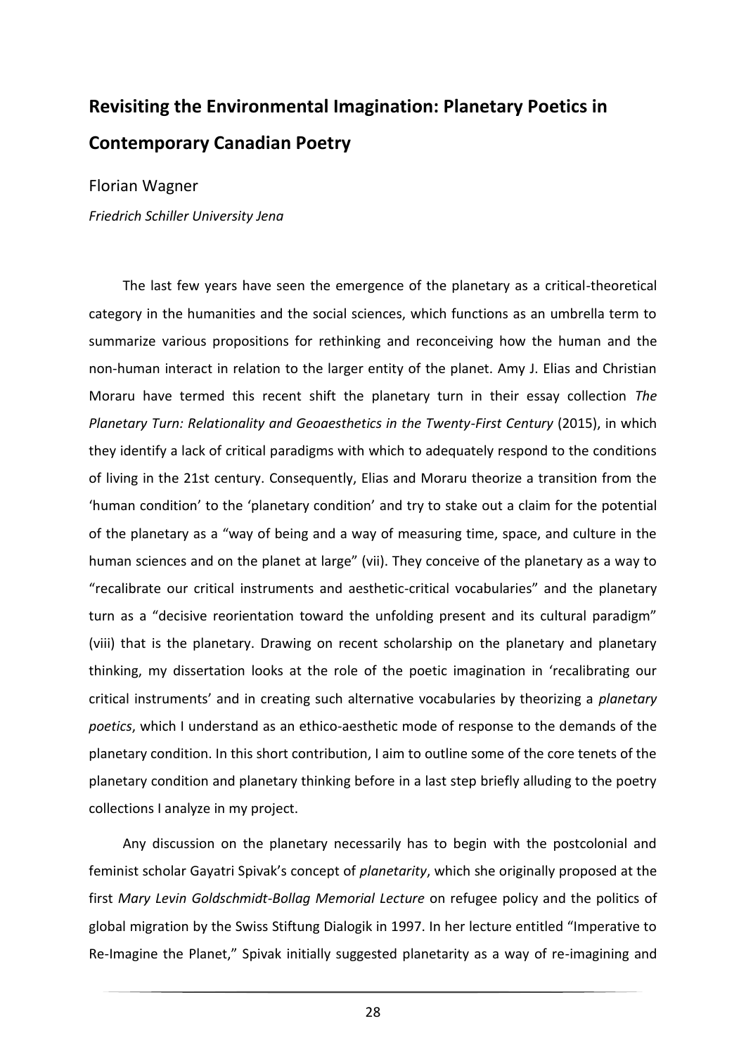## Revisiting the Environmental Imagination: Planetary Poetics in Contemporary Canadian Poetry

Florian Wagner

*Friedrich Schiller University Jena*

The last few years have seen the emergence of the planetary as a critical-theoretical category in the humanities and the social sciences, which functions as an umbrella term to summarize various propositions for rethinking and reconceiving how the human and the non-human interact in relation to the larger entity of the planet. Amy J. Elias and Christian Moraru have termed this recent shift the planetary turn in their essay collection *The Planetary Turn: Relationality and Geoaesthetics in the Twenty-First Century* (2015), in which they identify a lack of critical paradigms with which to adequately respond to the conditions of living in the 21st century. Consequently, Elias and Moraru theorize a transition from the 'human condition' to the 'planetary condition' and try to stake out a claim for the potential of the planetary as a "way of being and a way of measuring time, space, and culture in the human sciences and on the planet at large" (vii). They conceive of the planetary as a way to "recalibrate our critical instruments and aesthetic-critical vocabularies" and the planetary turn as a "decisive reorientation toward the unfolding present and its cultural paradigm" (viii) that is the planetary. Drawing on recent scholarship on the planetary and planetary thinking, my dissertation looks at the role of the poetic imagination in 'recalibrating our critical instruments' and in creating such alternative vocabularies by theorizing a *planetary poetics*, which I understand as an ethico-aesthetic mode of response to the demands of the planetary condition. In this short contribution, I aim to outline some of the core tenets of the planetary condition and planetary thinking before in a last step briefly alluding to the poetry collections I analyze in my project.

Any discussion on the planetary necessarily has to begin with the postcolonial and feminist scholar Gayatri Spivak's concept of *planetarity*, which she originally proposed at the first *Mary Levin Goldschmidt-Bollag Memorial Lecture* on refugee policy and the politics of global migration by the Swiss Stiftung Dialogik in 1997. In her lecture entitled "Imperative to Re-Imagine the Planet," Spivak initially suggested planetarity as a way of re-imagining and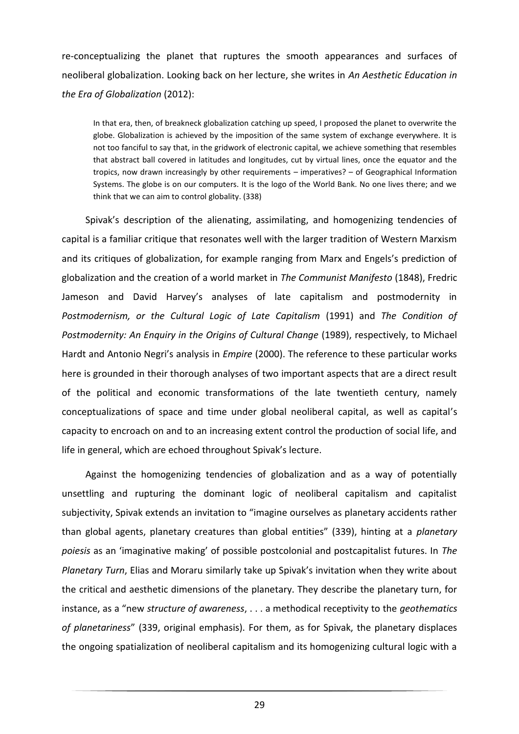re-conceptualizing the planet that ruptures the smooth appearances and surfaces of neoliberal globalization. Looking back on her lecture, she writes in *An Aesthetic Education in the Era of Globalization* (2012):

> In that era, then, of breakneck globalization catching up speed, I proposed the planet to overwrite the globe. Globalization is achieved by the imposition of the same system of exchange everywhere. It is not too fanciful to say that, in the gridwork of electronic capital, we achieve something that resembles that abstract ball covered in latitudes and longitudes, cut by virtual lines, once the equator and the tropics, now drawn increasingly by other requirements – imperatives? – of Geographical Information Systems. The globe is on our computers. It is the logo of the World Bank. No one lives there; and we think that we can aim to control globality. (338)

Spivak's description of the alienating, assimilating, and homogenizing tendencies of capital is a familiar critique that resonates well with the larger tradition of Western Marxism and its critiques of globalization, for example ranging from Marx and Engels's prediction of globalization and the creation of a world market in *The Communist Manifesto* (1848), Fredric Jameson and David Harvey's analyses of late capitalism and postmodernity in *Postmodernism, or the Cultural Logic of Late Capitalism* (1991) and *The Condition of Postmodernity: An Enquiry in the Origins of Cultural Change* (1989), respectively, to Michael Hardt and Antonio Negri's analysis in *Empire* (2000). The reference to these particular works here is grounded in their thorough analyses of two important aspects that are a direct result of the political and economic transformations of the late twentieth century, namely conceptualizations of space and time under global neoliberal capital, as well as capital's capacity to encroach on and to an increasing extent control the production of social life, and life in general, which are echoed throughout Spivak's lecture.

Against the homogenizing tendencies of globalization and as a way of potentially unsettling and rupturing the dominant logic of neoliberal capitalism and capitalist subjectivity, Spivak extends an invitation to "imagine ourselves as planetary accidents rather than global agents, planetary creatures than global entities" (339), hinting at a *planetary poiesis* as an 'imaginative making' of possible postcolonial and postcapitalist futures. In *The Planetary Turn*, Elias and Moraru similarly take up Spivak's invitation when they write about the critical and aesthetic dimensions of the planetary. They describe the planetary turn, for instance, as a "new *structure of awareness*, . . . a methodical receptivity to the *geothematics of planetariness*" (339, original emphasis). For them, as for Spivak, the planetary displaces the ongoing spatialization of neoliberal capitalism and its homogenizing cultural logic with a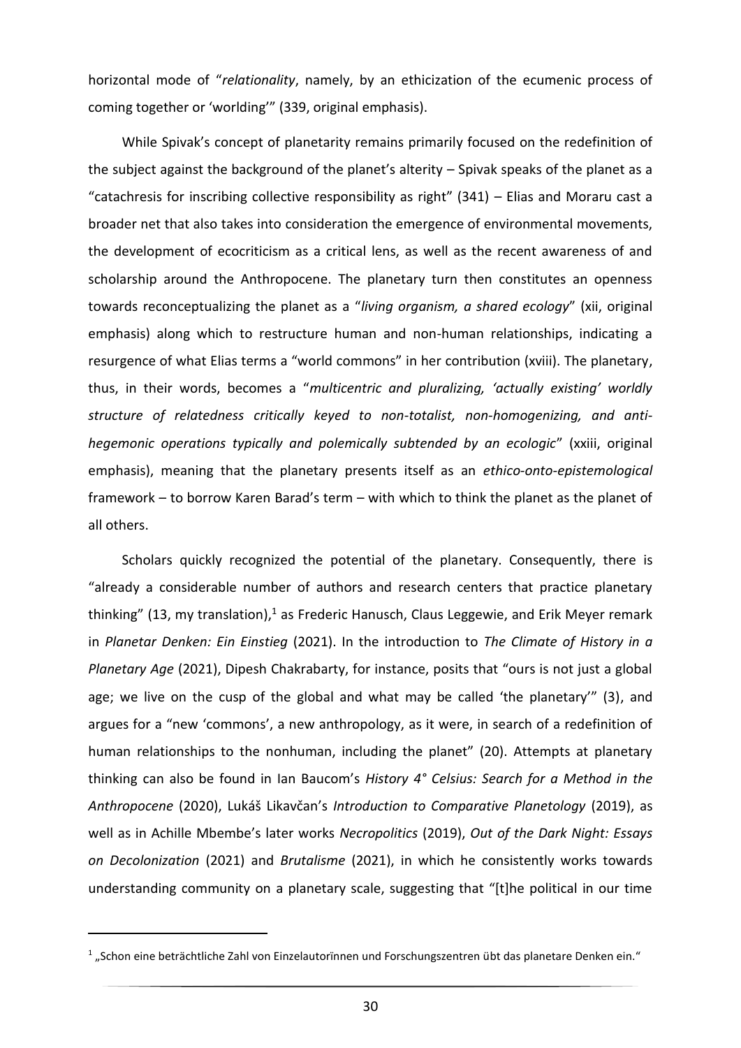horizontal mode of "*relationality*, namely, by an ethicization of the ecumenic process of coming together or 'worlding'" (339, original emphasis).

While Spivak's concept of planetarity remains primarily focused on the redefinition of the subject against the background of the planet's alterity – Spivak speaks of the planet as a "catachresis for inscribing collective responsibility as right" (341) – Elias and Moraru cast a broader net that also takes into consideration the emergence of environmental movements, the development of ecocriticism as a critical lens, as well as the recent awareness of and scholarship around the Anthropocene. The planetary turn then constitutes an openness towards reconceptualizing the planet as a "*living organism, a shared ecology*" (xii, original emphasis) along which to restructure human and non-human relationships, indicating a resurgence of what Elias terms a "world commons" in her contribution (xviii). The planetary, thus, in their words, becomes a "*multicentric and pluralizing, 'actually existing' worldly structure of relatedness critically keyed to non-totalist, non-homogenizing, and anti-hegemonic operations typically and polemically subtended by an ecologic*" (xxiii, original emphasis), meaning that the planetary presents itself as an *ethico-onto-epistemological* framework – to borrow Karen Barad's term – with which to think the planet as the planet of all others.

Scholars quickly recognized the potential of the planetary. Consequently, there is "already a considerable number of authors and research centers that practice planetary thinking" (13, my translation),[1] as Frederic Hanusch, Claus Leggewie, and Erik Meyer remark in *Planetar Denken: Ein Einstieg* (2021). In the introduction to *The Climate of History in a Planetary Age* (2021), Dipesh Chakrabarty, for instance, posits that "ours is not just a global age; we live on the cusp of the global and what may be called 'the planetary'" (3), and argues for a "new 'commons', a new anthropology, as it were, in search of a redefinition of human relationships to the nonhuman, including the planet" (20). Attempts at planetary thinking can also be found in Ian Baucom's *History 4° Celsius: Search for a Method in the Anthropocene* (2020), Lukáš Likavčan's *Introduction to Comparative Planetology* (2019), as well as in Achille Mbembe's later works *Necropolitics* (2019), *Out of the Dark Night: Essays on Decolonization* (2021) and *Brutalisme* (2021), in which he consistently works towards understanding community on a planetary scale, suggesting that "[t]he political in our time

---

[1] „Schon eine beträchtliche Zahl von Einzelautor:innen und Forschungszentren übt das planetare Denken ein."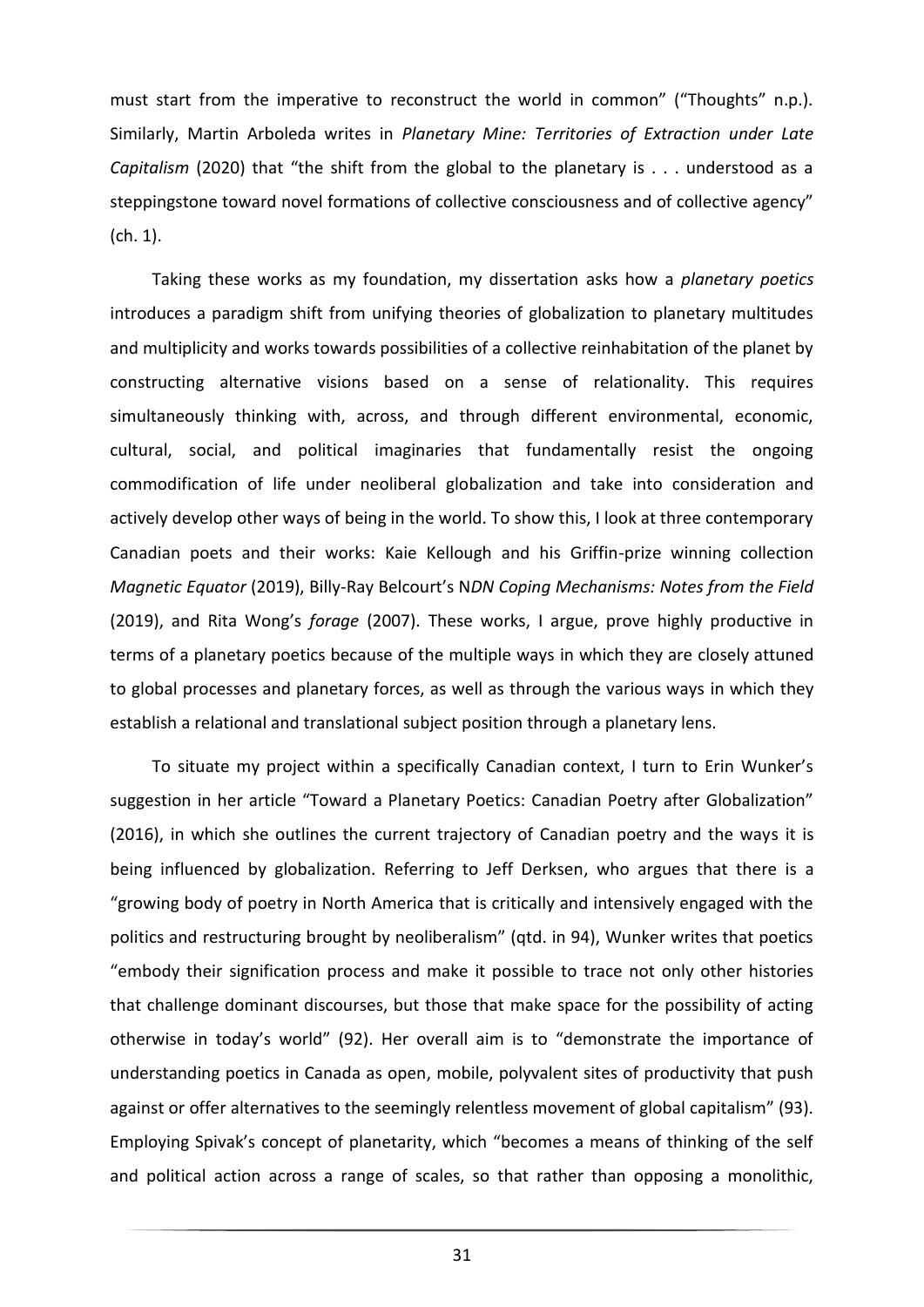must start from the imperative to reconstruct the world in common" ("Thoughts" n.p.). Similarly, Martin Arboleda writes in *Planetary Mine: Territories of Extraction under Late Capitalism* (2020) that "the shift from the global to the planetary is . . . understood as a steppingstone toward novel formations of collective consciousness and of collective agency" (ch. 1).

Taking these works as my foundation, my dissertation asks how a *planetary poetics* introduces a paradigm shift from unifying theories of globalization to planetary multitudes and multiplicity and works towards possibilities of a collective reinhabitation of the planet by constructing alternative visions based on a sense of relationality. This requires simultaneously thinking with, across, and through different environmental, economic, cultural, social, and political imaginaries that fundamentally resist the ongoing commodification of life under neoliberal globalization and take into consideration and actively develop other ways of being in the world. To show this, I look at three contemporary Canadian poets and their works: Kaie Kellough and his Griffin-prize winning collection *Magnetic Equator* (2019), Billy-Ray Belcourt's N*DN Coping Mechanisms: Notes from the Field* (2019), and Rita Wong's *forage* (2007). These works, I argue, prove highly productive in terms of a planetary poetics because of the multiple ways in which they are closely attuned to global processes and planetary forces, as well as through the various ways in which they establish a relational and translational subject position through a planetary lens.

To situate my project within a specifically Canadian context, I turn to Erin Wunker's suggestion in her article "Toward a Planetary Poetics: Canadian Poetry after Globalization" (2016), in which she outlines the current trajectory of Canadian poetry and the ways it is being influenced by globalization. Referring to Jeff Derksen, who argues that there is a "growing body of poetry in North America that is critically and intensively engaged with the politics and restructuring brought by neoliberalism" (qtd. in 94), Wunker writes that poetics "embody their signification process and make it possible to trace not only other histories that challenge dominant discourses, but those that make space for the possibility of acting otherwise in today's world" (92). Her overall aim is to "demonstrate the importance of understanding poetics in Canada as open, mobile, polyvalent sites of productivity that push against or offer alternatives to the seemingly relentless movement of global capitalism" (93). Employing Spivak's concept of planetarity, which "becomes a means of thinking of the self and political action across a range of scales, so that rather than opposing a monolithic,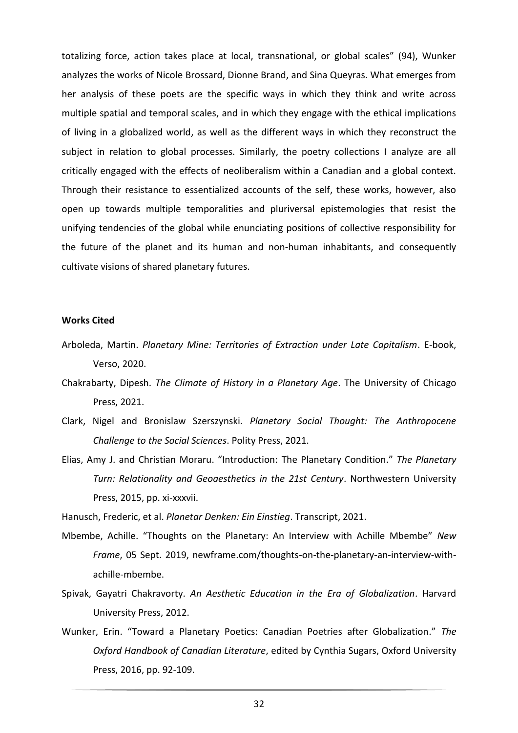totalizing force, action takes place at local, transnational, or global scales" (94), Wunker analyzes the works of Nicole Brossard, Dionne Brand, and Sina Queyras. What emerges from her analysis of these poets are the specific ways in which they think and write across multiple spatial and temporal scales, and in which they engage with the ethical implications of living in a globalized world, as well as the different ways in which they reconstruct the subject in relation to global processes. Similarly, the poetry collections I analyze are all critically engaged with the effects of neoliberalism within a Canadian and a global context. Through their resistance to essentialized accounts of the self, these works, however, also open up towards multiple temporalities and pluriversal epistemologies that resist the unifying tendencies of the global while enunciating positions of collective responsibility for the future of the planet and its human and non-human inhabitants, and consequently cultivate visions of shared planetary futures.

**Works Cited**

Arboleda, Martin. *Planetary Mine: Territories of Extraction under Late Capitalism*. E-book, Verso, 2020.

Chakrabarty, Dipesh. *The Climate of History in a Planetary Age*. The University of Chicago Press, 2021.

Clark, Nigel and Bronislaw Szerszynski. *Planetary Social Thought: The Anthropocene Challenge to the Social Sciences*. Polity Press, 2021.

Elias, Amy J. and Christian Moraru. "Introduction: The Planetary Condition." *The Planetary Turn: Relationality and Geoaesthetics in the 21st Century*. Northwestern University Press, 2015, pp. xi-xxxvii.

Hanusch, Frederic, et al. *Planetar Denken: Ein Einstieg*. Transcript, 2021.

Mbembe, Achille. "Thoughts on the Planetary: An Interview with Achille Mbembe" *New Frame*, 05 Sept. 2019, newframe.com/thoughts-on-the-planetary-an-interview-with-achille-mbembe.

Spivak, Gayatri Chakravorty. *An Aesthetic Education in the Era of Globalization*. Harvard University Press, 2012.

Wunker, Erin. "Toward a Planetary Poetics: Canadian Poetries after Globalization." *The Oxford Handbook of Canadian Literature*, edited by Cynthia Sugars, Oxford University Press, 2016, pp. 92-109.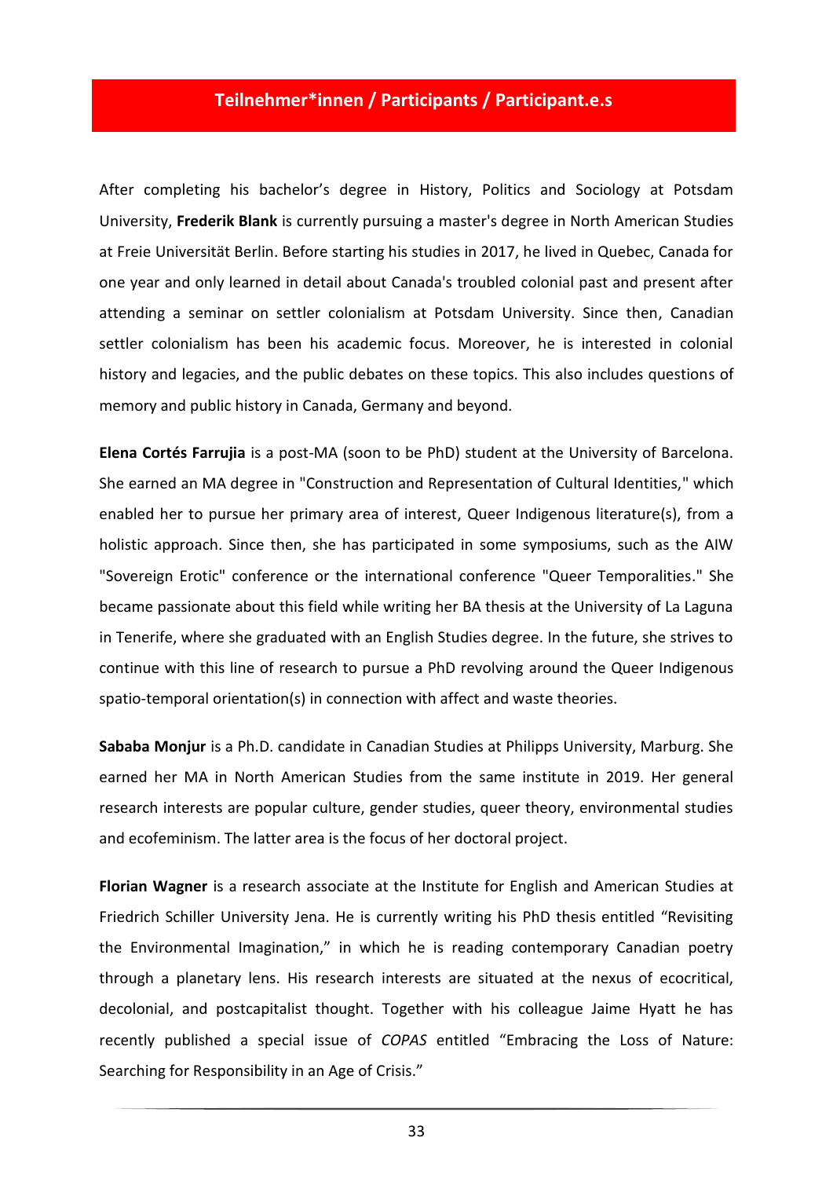## Teilnehmer*innen / Participants / Participant.e.s

After completing his bachelor's degree in History, Politics and Sociology at Potsdam University, **Frederik Blank** is currently pursuing a master's degree in North American Studies at Freie Universität Berlin. Before starting his studies in 2017, he lived in Quebec, Canada for one year and only learned in detail about Canada's troubled colonial past and present after attending a seminar on settler colonialism at Potsdam University. Since then, Canadian settler colonialism has been his academic focus. Moreover, he is interested in colonial history and legacies, and the public debates on these topics. This also includes questions of memory and public history in Canada, Germany and beyond.

**Elena Cortés Farrujia** is a post-MA (soon to be PhD) student at the University of Barcelona. She earned an MA degree in "Construction and Representation of Cultural Identities," which enabled her to pursue her primary area of interest, Queer Indigenous literature(s), from a holistic approach. Since then, she has participated in some symposiums, such as the AIW "Sovereign Erotic" conference or the international conference "Queer Temporalities." She became passionate about this field while writing her BA thesis at the University of La Laguna in Tenerife, where she graduated with an English Studies degree. In the future, she strives to continue with this line of research to pursue a PhD revolving around the Queer Indigenous spatio-temporal orientation(s) in connection with affect and waste theories.

**Sababa Monjur** is a Ph.D. candidate in Canadian Studies at Philipps University, Marburg. She earned her MA in North American Studies from the same institute in 2019. Her general research interests are popular culture, gender studies, queer theory, environmental studies and ecofeminism. The latter area is the focus of her doctoral project.

**Florian Wagner** is a research associate at the Institute for English and American Studies at Friedrich Schiller University Jena. He is currently writing his PhD thesis entitled "Revisiting the Environmental Imagination," in which he is reading contemporary Canadian poetry through a planetary lens. His research interests are situated at the nexus of ecocritical, decolonial, and postcapitalist thought. Together with his colleague Jaime Hyatt he has recently published a special issue of *COPAS* entitled "Embracing the Loss of Nature: Searching for Responsibility in an Age of Crisis."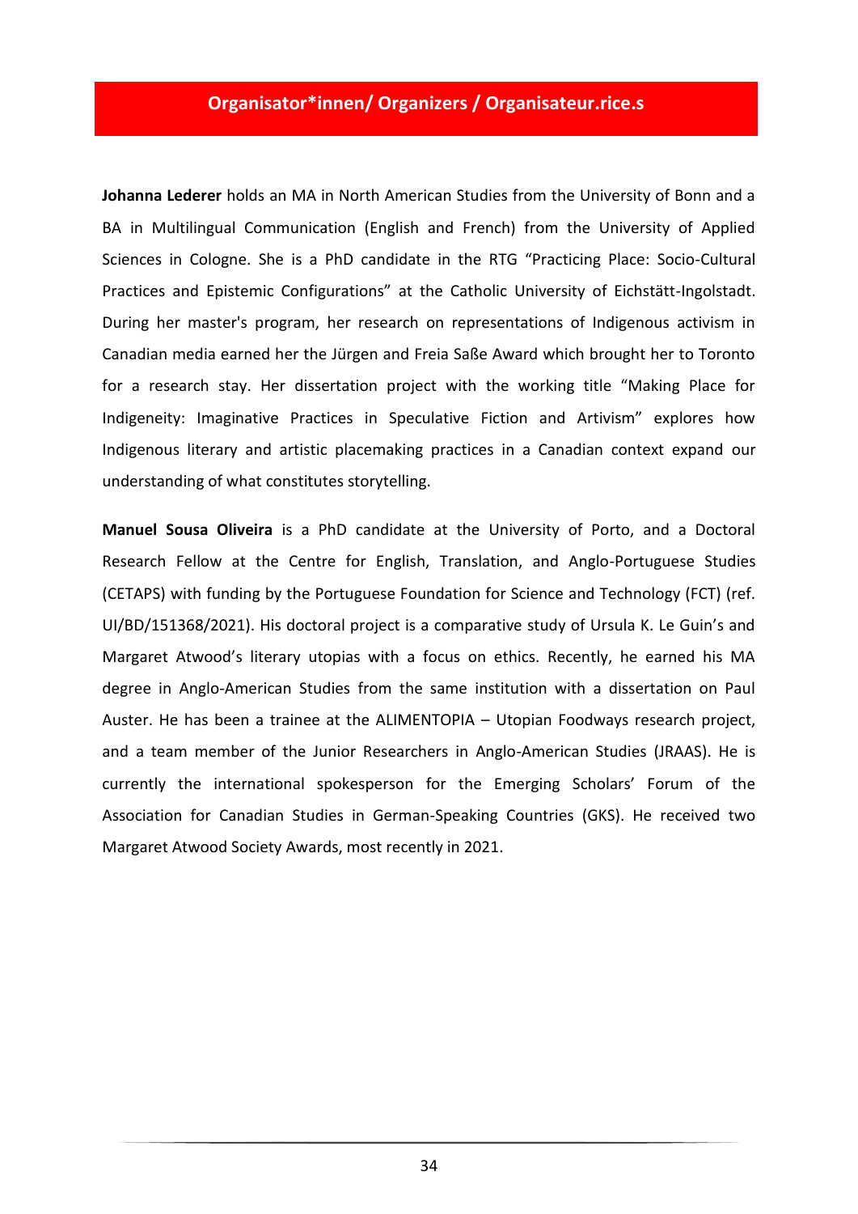## Organisator*innen/ Organizers / Organisateur.rice.s

**Johanna Lederer** holds an MA in North American Studies from the University of Bonn and a BA in Multilingual Communication (English and French) from the University of Applied Sciences in Cologne. She is a PhD candidate in the RTG "Practicing Place: Socio-Cultural Practices and Epistemic Configurations" at the Catholic University of Eichstätt-Ingolstadt. During her master's program, her research on representations of Indigenous activism in Canadian media earned her the Jürgen and Freia Saße Award which brought her to Toronto for a research stay. Her dissertation project with the working title "Making Place for Indigeneity: Imaginative Practices in Speculative Fiction and Artivism" explores how Indigenous literary and artistic placemaking practices in a Canadian context expand our understanding of what constitutes storytelling.

**Manuel Sousa Oliveira** is a PhD candidate at the University of Porto, and a Doctoral Research Fellow at the Centre for English, Translation, and Anglo-Portuguese Studies (CETAPS) with funding by the Portuguese Foundation for Science and Technology (FCT) (ref. UI/BD/151368/2021). His doctoral project is a comparative study of Ursula K. Le Guin's and Margaret Atwood's literary utopias with a focus on ethics. Recently, he earned his MA degree in Anglo-American Studies from the same institution with a dissertation on Paul Auster. He has been a trainee at the ALIMENTOPIA – Utopian Foodways research project, and a team member of the Junior Researchers in Anglo-American Studies (JRAAS). He is currently the international spokesperson for the Emerging Scholars' Forum of the Association for Canadian Studies in German-Speaking Countries (GKS). He received two Margaret Atwood Society Awards, most recently in 2021.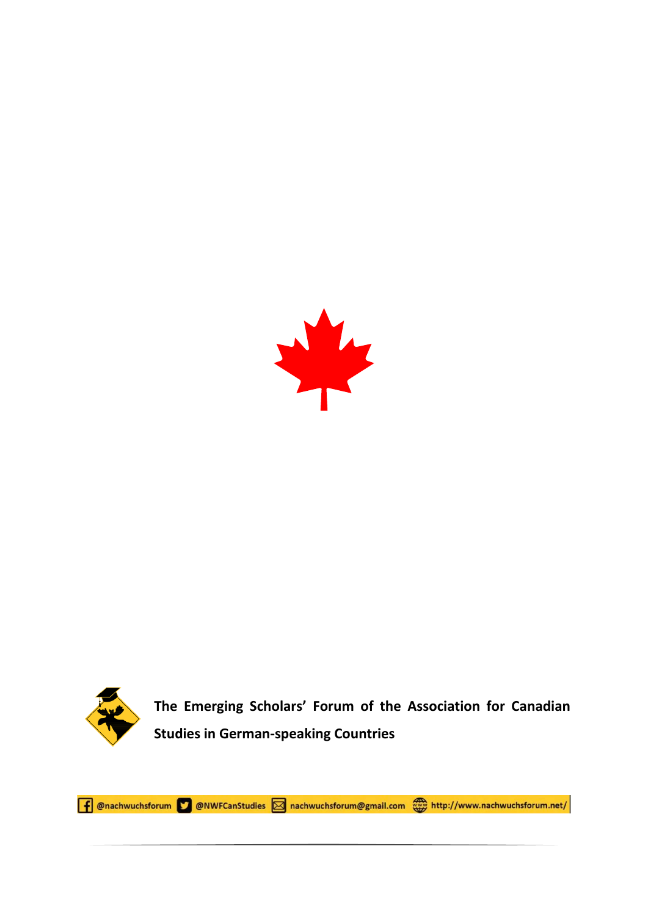**The Emerging Scholars' Forum of the Association for Canadian Studies in German-speaking Countries**

@nachwuchsforum @NWFCanStudies nachwuchsforum@gmail.com http://www.nachwuchsforum.net/